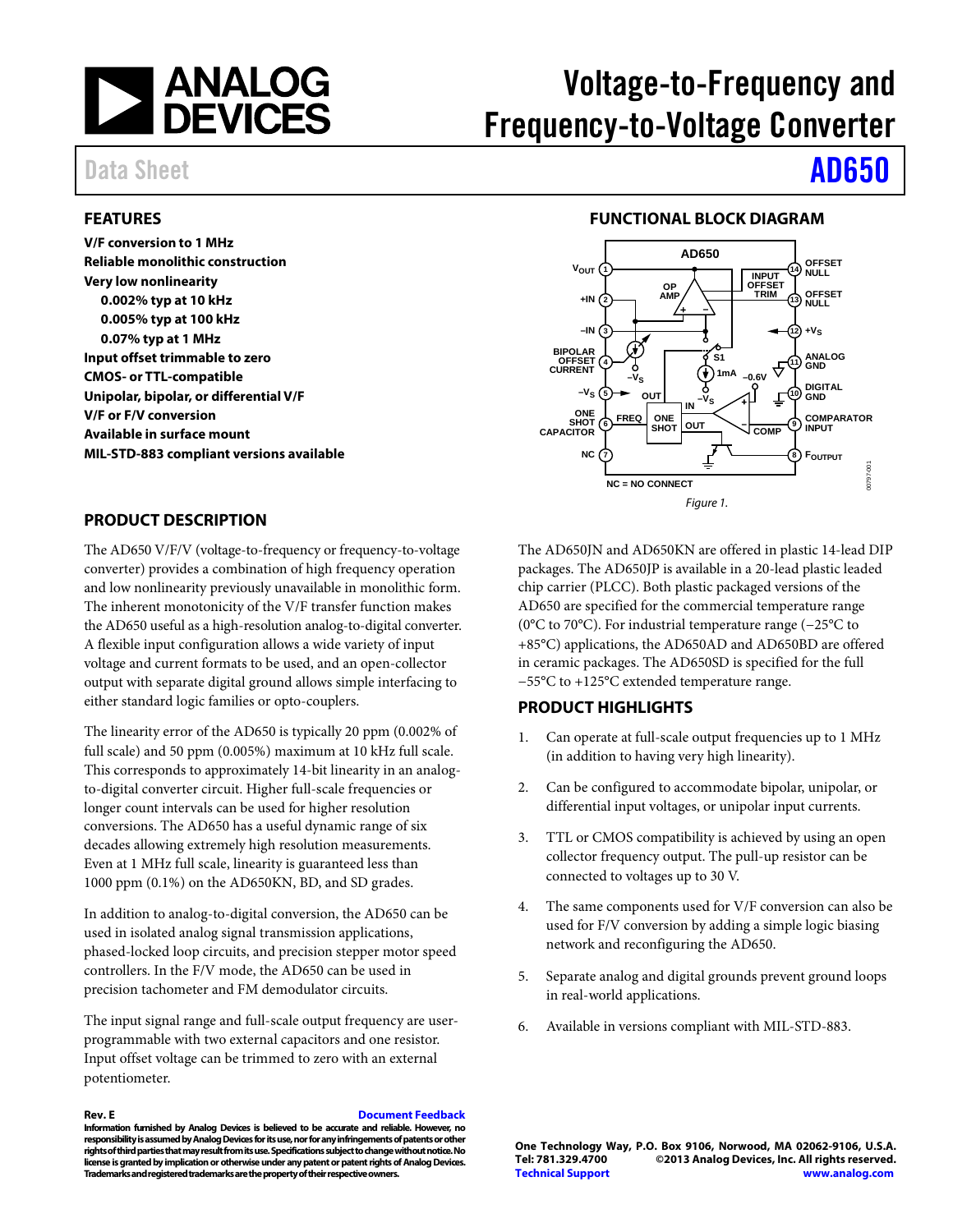# Voltage-to-Frequency and Frequency-to-Voltage Converter

Data Sheet **AD650**

## FEATURES

**V/F conversion to 1 MHz**
**Reliable monolithic construction**
**Very low nonlinearity**
- **0.002% typ at 10 kHz**
- **0.005% typ at 100 kHz**
- **0.07% typ at 1 MHz**

**Input offset trimmable to zero**
**CMOS- or TTL-compatible**
**Unipolar, bipolar, or differential V/F**
**V/F or F/V conversion**
**Available in surface mount**
**MIL-STD-883 compliant versions available**

## FUNCTIONAL BLOCK DIAGRAM

*Figure 1.*

## PRODUCT DESCRIPTION

The AD650 V/F/V (voltage-to-frequency or frequency-to-voltage converter) provides a combination of high frequency operation and low nonlinearity previously unavailable in monolithic form. The inherent monotonicity of the V/F transfer function makes the AD650 useful as a high-resolution analog-to-digital converter. A flexible input configuration allows a wide variety of input voltage and current formats to be used, and an open-collector output with separate digital ground allows simple interfacing to either standard logic families or opto-couplers.

The linearity error of the AD650 is typically 20 ppm (0.002% of full scale) and 50 ppm (0.005%) maximum at 10 kHz full scale. This corresponds to approximately 14-bit linearity in an analog-to-digital converter circuit. Higher full-scale frequencies or longer count intervals can be used for higher resolution conversions. The AD650 has a useful dynamic range of six decades allowing extremely high resolution measurements. Even at 1 MHz full scale, linearity is guaranteed less than 1000 ppm (0.1%) on the AD650KN, BD, and SD grades.

In addition to analog-to-digital conversion, the AD650 can be used in isolated analog signal transmission applications, phased-locked loop circuits, and precision stepper motor speed controllers. In the F/V mode, the AD650 can be used in precision tachometer and FM demodulator circuits.

The input signal range and full-scale output frequency are user-programmable with two external capacitors and one resistor. Input offset voltage can be trimmed to zero with an external potentiometer.

The AD650JN and AD650KN are offered in plastic 14-lead DIP packages. The AD650JP is available in a 20-lead plastic leaded chip carrier (PLCC). Both plastic packaged versions of the AD650 are specified for the commercial temperature range (0°C to 70°C). For industrial temperature range (−25°C to +85°C) applications, the AD650AD and AD650BD are offered in ceramic packages. The AD650SD is specified for the full −55°C to +125°C extended temperature range.

## PRODUCT HIGHLIGHTS

1. Can operate at full-scale output frequencies up to 1 MHz (in addition to having very high linearity).
2. Can be configured to accommodate bipolar, unipolar, or differential input voltages, or unipolar input currents.
3. TTL or CMOS compatibility is achieved by using an open collector frequency output. The pull-up resistor can be connected to voltages up to 30 V.
4. The same components used for V/F conversion can also be used for F/V conversion by adding a simple logic biasing network and reconfiguring the AD650.
5. Separate analog and digital grounds prevent ground loops in real-world applications.
6. Available in versions compliant with MIL-STD-883.

**Rev. E** Document Feedback

**Information furnished by Analog Devices is believed to be accurate and reliable. However, no responsibility is assumed by Analog Devices for its use, nor for any infringements of patents or other rights of third parties that may result from its use. Specifications subject to change without notice. No license is granted by implication or otherwise under any patent or patent rights of Analog Devices. Trademarks and registered trademarks are the property of their respective owners.**

**One Technology Way, P.O. Box 9106, Norwood, MA 02062-9106, U.S.A.**
**Tel: 781.329.4700 ©2013 Analog Devices, Inc. All rights reserved.**
**Technical Support www.analog.com**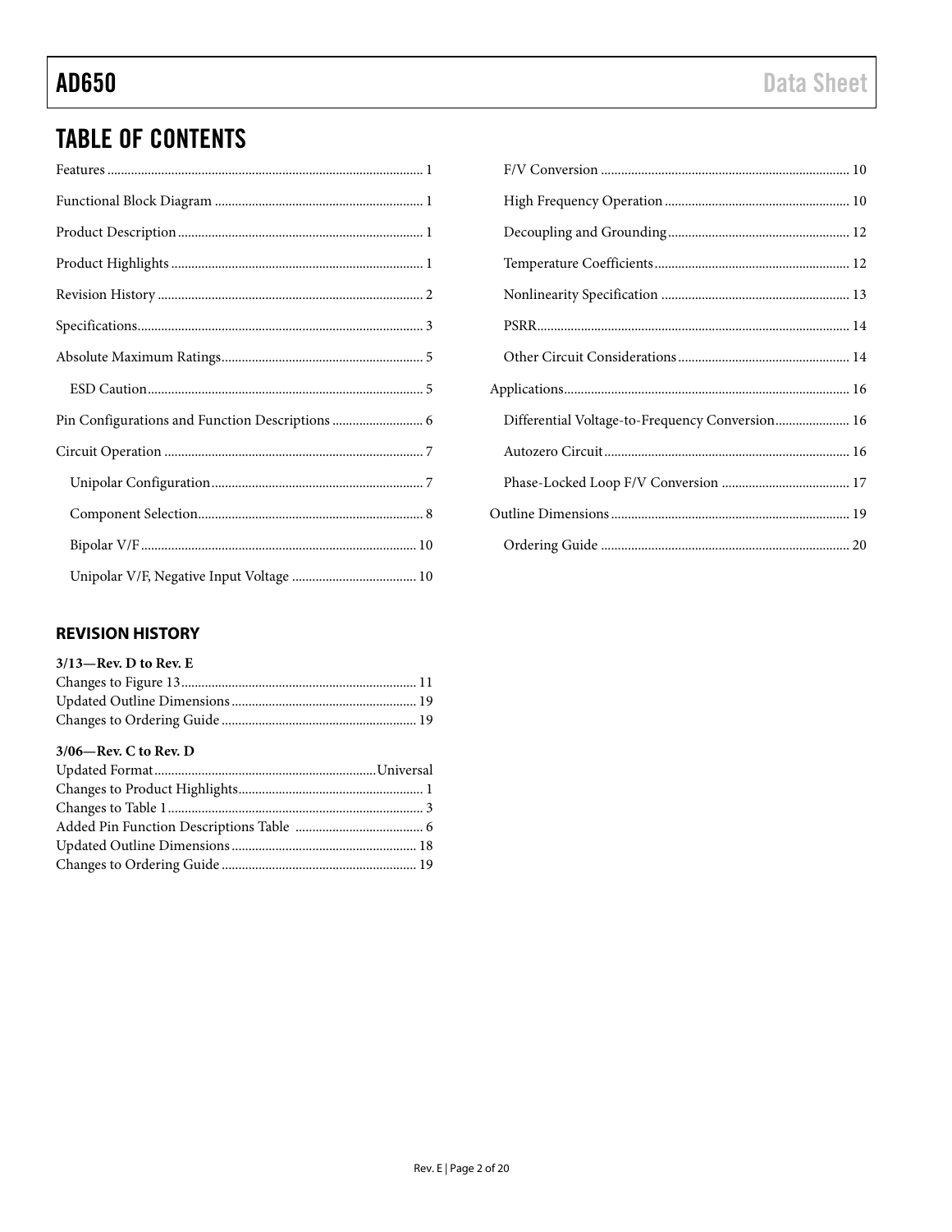## TABLE OF CONTENTS

Features ... 1
Functional Block Diagram ... 1
Product Description ... 1
Product Highlights ... 1
Revision History ... 2
Specifications ... 3
Absolute Maximum Ratings ... 5
- ESD Caution ... 5

Pin Configurations and Function Descriptions ... 6
Circuit Operation ... 7
- Unipolar Configuration ... 7
- Component Selection ... 8
- Bipolar V/F ... 10
- Unipolar V/F, Negative Input Voltage ... 10
- F/V Conversion ... 10
- High Frequency Operation ... 10
- Decoupling and Grounding ... 12
- Temperature Coefficients ... 12
- Nonlinearity Specification ... 13
- PSRR ... 14
- Other Circuit Considerations ... 14

Applications ... 16
- Differential Voltage-to-Frequency Conversion ... 16
- Autozero Circuit ... 16
- Phase-Locked Loop F/V Conversion ... 17

Outline Dimensions ... 19
- Ordering Guide ... 20

### REVISION HISTORY

**3/13—Rev. D to Rev. E**

Changes to Figure 13 ... 11
Updated Outline Dimensions ... 19
Changes to Ordering Guide ... 19

**3/06—Rev. C to Rev. D**

Updated Format ... Universal
Changes to Product Highlights ... 1
Changes to Table 1 ... 3
Added Pin Function Descriptions Table ... 6
Updated Outline Dimensions ... 18
Changes to Ordering Guide ... 19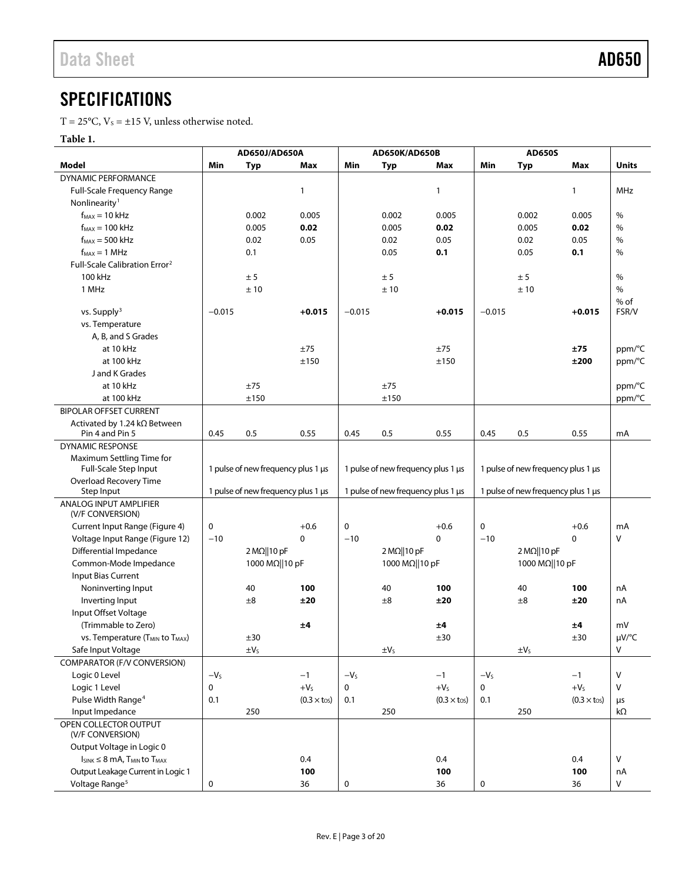## SPECIFICATIONS

T = 25°C, $V_S$ = ±15 V, unless otherwise noted.

**Table 1.**

| | AD650J/AD650A | | | AD650K/AD650B | | | AD650S | | | |
|---|---|---|---|---|---|---|---|---|---|---|
| **Model** | **Min** | **Typ** | **Max** | **Min** | **Typ** | **Max** | **Min** | **Typ** | **Max** | **Units** |
| DYNAMIC PERFORMANCE | | | | | | | | | | |
| Full-Scale Frequency Range | | | 1 | | | 1 | | | 1 | MHz |
| Nonlinearity[1] | | | | | | | | | | |
| $f_{MAX}$ = 10 kHz | | 0.002 | 0.005 | | 0.002 | 0.005 | | 0.002 | 0.005 | % |
| $f_{MAX}$ = 100 kHz | | 0.005 | **0.02** | | 0.005 | **0.02** | | 0.005 | **0.02** | % |
| $f_{MAX}$ = 500 kHz | | 0.02 | 0.05 | | 0.02 | 0.05 | | 0.02 | 0.05 | % |
| $f_{MAX}$ = 1 MHz | | 0.1 | | | 0.05 | **0.1** | | 0.05 | **0.1** | % |
| Full-Scale Calibration Error[2] | | | | | | | | | | |
| 100 kHz | | ± 5 | | | ± 5 | | | ± 5 | | % |
| 1 MHz | | ± 10 | | | ± 10 | | | ± 10 | | % |
| vs. Supply[3] | −0.015 | | **+0.015** | −0.015 | | **+0.015** | −0.015 | | **+0.015** | % of FSR/V |
| vs. Temperature | | | | | | | | | | |
| A, B, and S Grades | | | | | | | | | | |
| at 10 kHz | | | ±75 | | | ±75 | | | **±75** | ppm/°C |
| at 100 kHz | | | ±150 | | | ±150 | | | **±200** | ppm/°C |
| J and K Grades | | | | | | | | | | |
| at 10 kHz | | ±75 | | | ±75 | | | | | ppm/°C |
| at 100 kHz | | ±150 | | | ±150 | | | | | ppm/°C |
| BIPOLAR OFFSET CURRENT | | | | | | | | | | |
| Activated by 1.24 kΩ Between Pin 4 and Pin 5 | 0.45 | 0.5 | 0.55 | 0.45 | 0.5 | 0.55 | 0.45 | 0.5 | 0.55 | mA |
| DYNAMIC RESPONSE | | | | | | | | | | |
| Maximum Settling Time for Full-Scale Step Input | 1 pulse of new frequency plus 1 µs | | | 1 pulse of new frequency plus 1 µs | | | 1 pulse of new frequency plus 1 µs | | | |
| Overload Recovery Time Step Input | 1 pulse of new frequency plus 1 µs | | | 1 pulse of new frequency plus 1 µs | | | 1 pulse of new frequency plus 1 µs | | | |
| ANALOG INPUT AMPLIFIER (V/F CONVERSION) | | | | | | | | | | |
| Current Input Range (Figure 4) | 0 | | +0.6 | 0 | | +0.6 | 0 | | +0.6 | mA |
| Voltage Input Range (Figure 12) | −10 | | 0 | −10 | | 0 | −10 | | 0 | V |
| Differential Impedance | | 2 MΩ‖10 pF | | | 2 MΩ‖10 pF | | | 2 MΩ‖10 pF | | |
| Common-Mode Impedance | | 1000 MΩ‖10 pF | | | 1000 MΩ‖10 pF | | | 1000 MΩ‖10 pF | | |
| Input Bias Current | | | | | | | | | | |
| Noninverting Input | | 40 | **100** | | 40 | **100** | | 40 | **100** | nA |
| Inverting Input | | ±8 | **±20** | | ±8 | **±20** | | ±8 | **±20** | nA |
| Input Offset Voltage | | | | | | | | | | |
| (Trimmable to Zero) | | | **±4** | | | **±4** | | | **±4** | mV |
| vs. Temperature ($T_{MIN}$ to $T_{MAX}$) | | ±30 | | | ±30 | | | ±30 | | µV/°C |
| Safe Input Voltage | | $\pm V_S$ | | | $\pm V_S$ | | | $\pm V_S$ | | V |
| COMPARATOR (F/V CONVERSION) | | | | | | | | | | |
| Logic 0 Level | $-V_S$ | | −1 | $-V_S$ | | −1 | $-V_S$ | | −1 | V |
| Logic 1 Level | 0 | | $+V_S$ | 0 | | $+V_S$ | 0 | | $+V_S$ | V |
| Pulse Width Range[4] | 0.1 | | $(0.3 \times t_{OS})$ | 0.1 | | $(0.3 \times t_{OS})$ | 0.1 | | $(0.3 \times t_{OS})$ | µs |
| Input Impedance | | 250 | | | 250 | | | 250 | | kΩ |
| OPEN COLLECTOR OUTPUT (V/F CONVERSION) | | | | | | | | | | |
| Output Voltage in Logic 0 | | | | | | | | | | |
| $I_{SINK}$ ≤ 8 mA, $T_{MIN}$ to $T_{MAX}$ | | | 0.4 | | | 0.4 | | | 0.4 | V |
| Output Leakage Current in Logic 1 | | | **100** | | | **100** | | | **100** | nA |
| Voltage Range[5] | 0 | | 36 | 0 | | 36 | 0 | | 36 | V |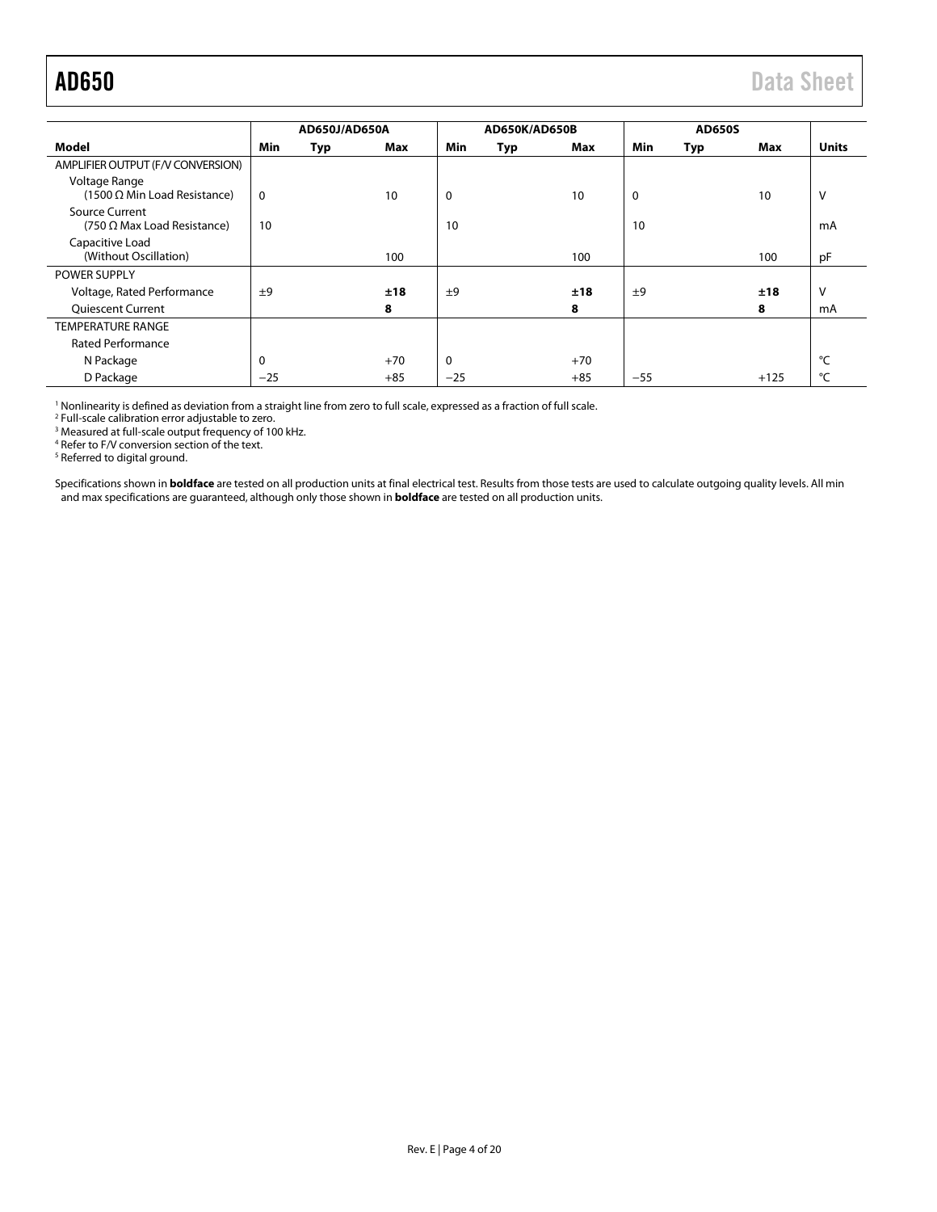| Model | AD650J/AD650A | | | AD650K/AD650B | | | AD650S | | | Units |
|---|---|---|---|---|---|---|---|---|---|---|
| | Min | Typ | Max | Min | Typ | Max | Min | Typ | Max | |
| AMPLIFIER OUTPUT (F/V CONVERSION) | | | | | | | | | | |
| Voltage Range (1500 Ω Min Load Resistance) | 0 | | 10 | 0 | | 10 | 0 | | 10 | V |
| Source Current (750 Ω Max Load Resistance) | 10 | | | 10 | | | 10 | | | mA |
| Capacitive Load (Without Oscillation) | | | 100 | | | 100 | | | 100 | pF |
| POWER SUPPLY | | | | | | | | | | |
| Voltage, Rated Performance | ±9 | | **±18** | ±9 | | **±18** | ±9 | | **±18** | V |
| Quiescent Current | | | **8** | | | **8** | | | **8** | mA |
| TEMPERATURE RANGE | | | | | | | | | | |
| Rated Performance | | | | | | | | | | |
| N Package | 0 | | +70 | 0 | | +70 | | | | °C |
| D Package | −25 | | +85 | −25 | | +85 | −55 | | +125 | °C |

[1] Nonlinearity is defined as deviation from a straight line from zero to full scale, expressed as a fraction of full scale.
[2] Full-scale calibration error adjustable to zero.
[3] Measured at full-scale output frequency of 100 kHz.
[4] Refer to F/V conversion section of the text.
[5] Referred to digital ground.

Specifications shown in **boldface** are tested on all production units at final electrical test. Results from those tests are used to calculate outgoing quality levels. All min and max specifications are guaranteed, although only those shown in **boldface** are tested on all production units.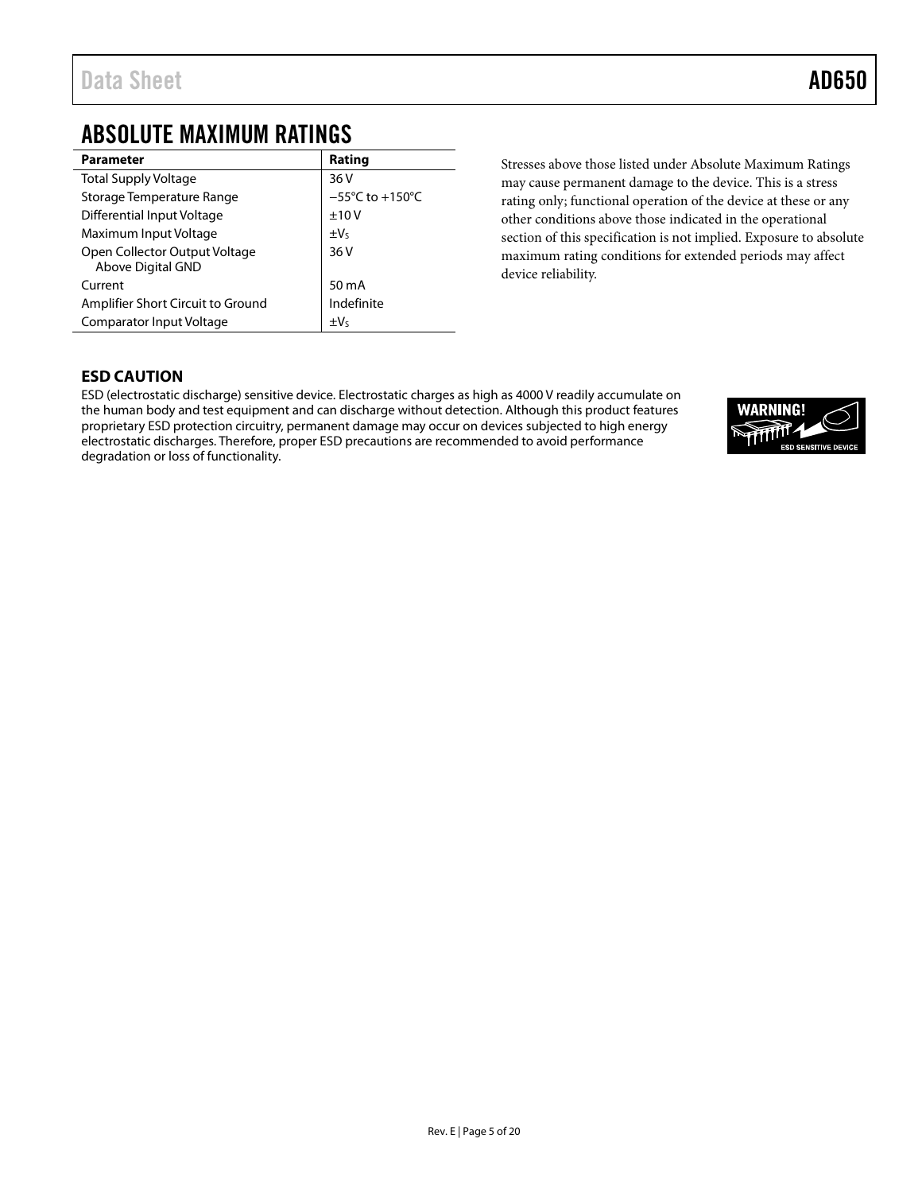# ABSOLUTE MAXIMUM RATINGS

| Parameter | Rating |
| --- | --- |
| Total Supply Voltage | 36 V |
| Storage Temperature Range | −55°C to +150°C |
| Differential Input Voltage | ±10 V |
| Maximum Input Voltage | $\pm V_S$ |
| Open Collector Output Voltage Above Digital GND | 36 V |
| Current | 50 mA |
| Amplifier Short Circuit to Ground | Indefinite |
| Comparator Input Voltage | $\pm V_S$ |

Stresses above those listed under Absolute Maximum Ratings may cause permanent damage to the device. This is a stress rating only; functional operation of the device at these or any other conditions above those indicated in the operational section of this specification is not implied. Exposure to absolute maximum rating conditions for extended periods may affect device reliability.

### ESD CAUTION

ESD (electrostatic discharge) sensitive device. Electrostatic charges as high as 4000 V readily accumulate on the human body and test equipment and can discharge without detection. Although this product features proprietary ESD protection circuitry, permanent damage may occur on devices subjected to high energy electrostatic discharges. Therefore, proper ESD precautions are recommended to avoid performance degradation or loss of functionality.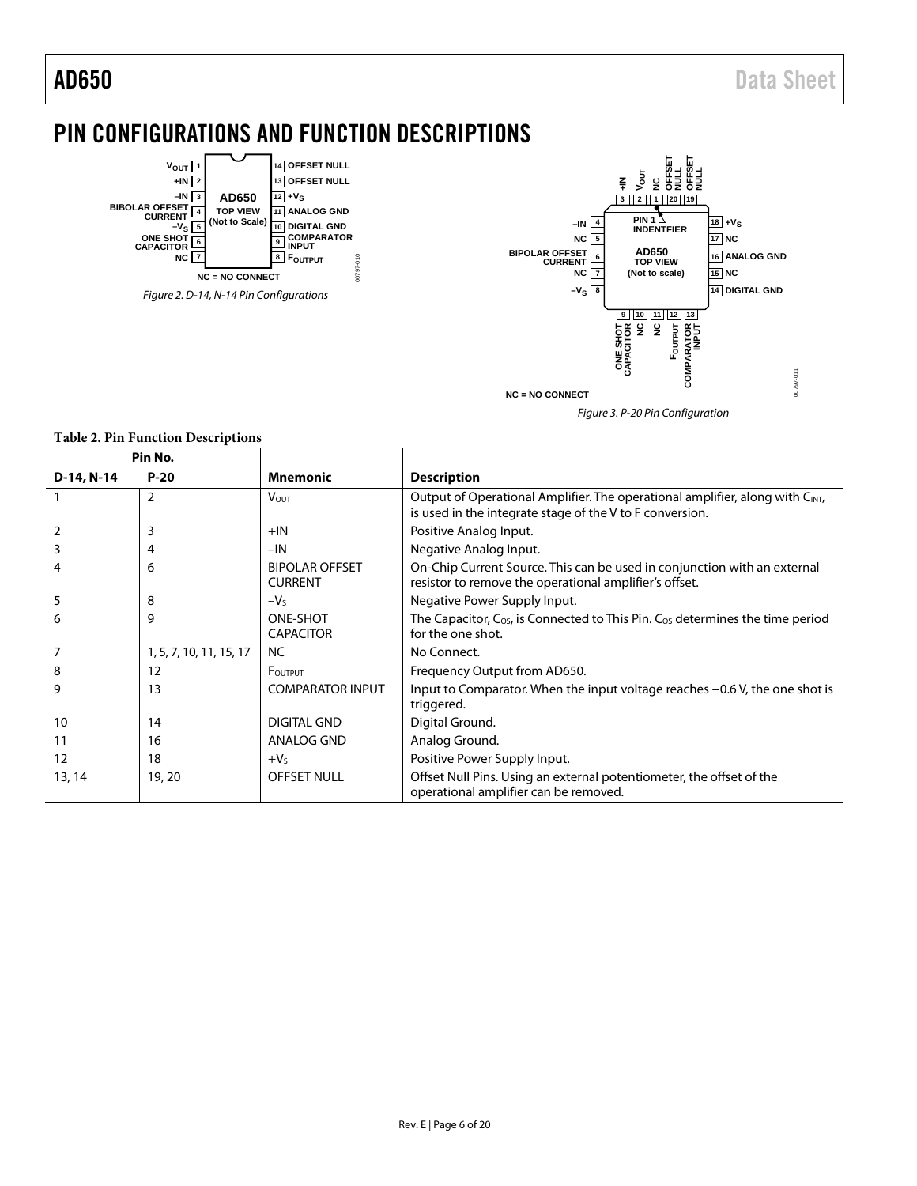# PIN CONFIGURATIONS AND FUNCTION DESCRIPTIONS

Figure 2. D-14, N-14 Pin Configurations

Figure 3. P-20 Pin Configuration

**Table 2. Pin Function Descriptions**

| Pin No. | | | |
|---|---|---|---|
| **D-14, N-14** | **P-20** | **Mnemonic** | **Description** |
| 1 | 2 | $V_{OUT}$ | Output of Operational Amplifier. The operational amplifier, along with $C_{INT}$, is used in the integrate stage of the V to F conversion. |
| 2 | 3 | +IN | Positive Analog Input. |
| 3 | 4 | −IN | Negative Analog Input. |
| 4 | 6 | BIPOLAR OFFSET CURRENT | On-Chip Current Source. This can be used in conjunction with an external resistor to remove the operational amplifier's offset. |
| 5 | 8 | $-V_S$ | Negative Power Supply Input. |
| 6 | 9 | ONE-SHOT CAPACITOR | The Capacitor, $C_{OS}$, is Connected to This Pin. $C_{OS}$ determines the time period for the one shot. |
| 7 | 1, 5, 7, 10, 11, 15, 17 | NC | No Connect. |
| 8 | 12 | $F_{OUTPUT}$ | Frequency Output from AD650. |
| 9 | 13 | COMPARATOR INPUT | Input to Comparator. When the input voltage reaches −0.6 V, the one shot is triggered. |
| 10 | 14 | DIGITAL GND | Digital Ground. |
| 11 | 16 | ANALOG GND | Analog Ground. |
| 12 | 18 | $+V_S$ | Positive Power Supply Input. |
| 13, 14 | 19, 20 | OFFSET NULL | Offset Null Pins. Using an external potentiometer, the offset of the operational amplifier can be removed. |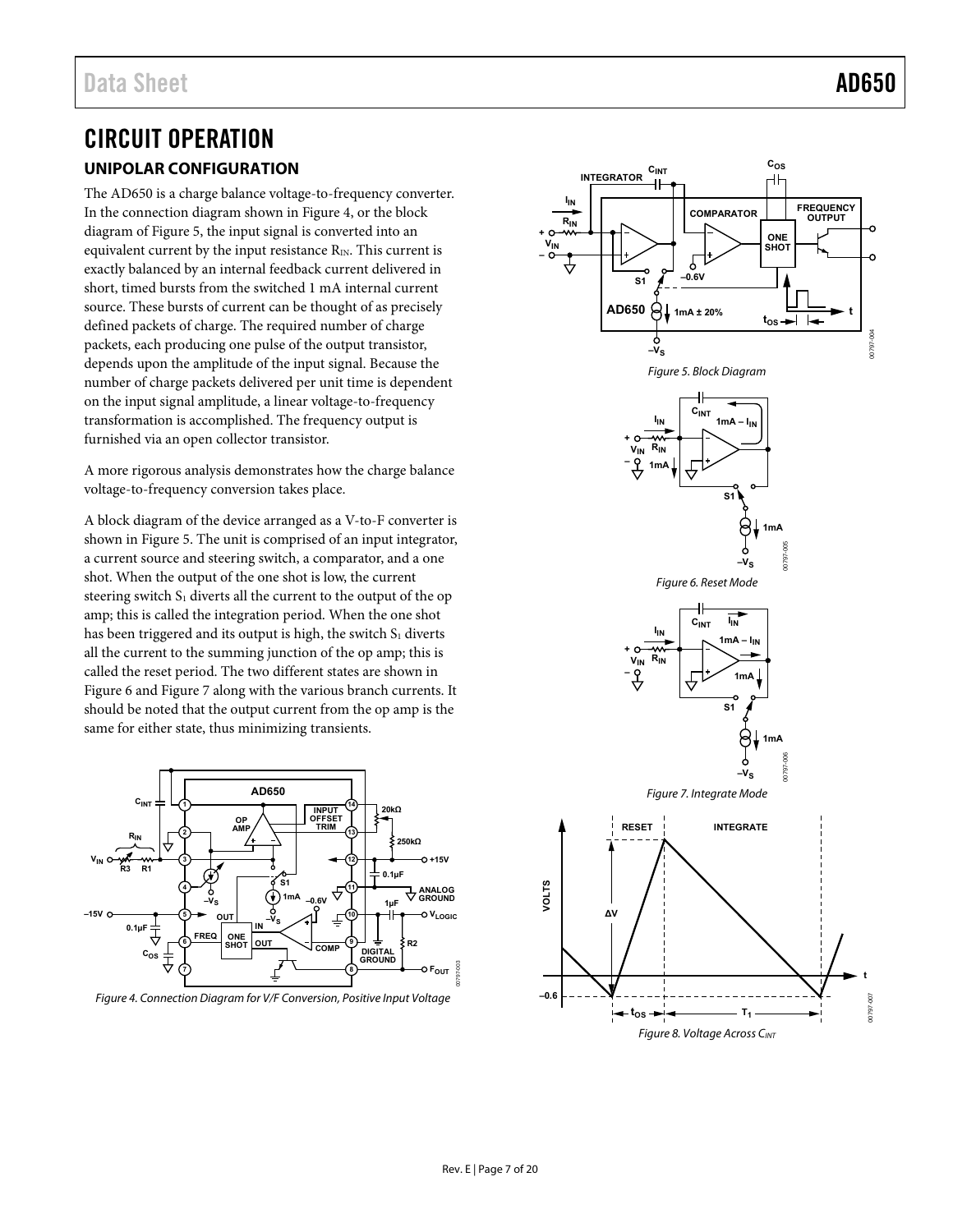# CIRCUIT OPERATION

## UNIPOLAR CONFIGURATION

The AD650 is a charge balance voltage-to-frequency converter. In the connection diagram shown in Figure 4, or the block diagram of Figure 5, the input signal is converted into an equivalent current by the input resistance $R_{IN}$. This current is exactly balanced by an internal feedback current delivered in short, timed bursts from the switched 1 mA internal current source. These bursts of current can be thought of as precisely defined packets of charge. The required number of charge packets, each producing one pulse of the output transistor, depends upon the amplitude of the input signal. Because the number of charge packets delivered per unit time is dependent on the input signal amplitude, a linear voltage-to-frequency transformation is accomplished. The frequency output is furnished via an open collector transistor.

A more rigorous analysis demonstrates how the charge balance voltage-to-frequency conversion takes place.

A block diagram of the device arranged as a V-to-F converter is shown in Figure 5. The unit is comprised of an input integrator, a current source and steering switch, a comparator, and a one shot. When the output of the one shot is low, the current steering switch $S_1$ diverts all the current to the output of the op amp; this is called the integration period. When the one shot has been triggered and its output is high, the switch $S_1$ diverts all the current to the summing junction of the op amp; this is called the reset period. The two different states are shown in Figure 6 and Figure 7 along with the various branch currents. It should be noted that the output current from the op amp is the same for either state, thus minimizing transients.

Figure 4. Connection Diagram for V/F Conversion, Positive Input Voltage

Figure 5. Block Diagram

Figure 6. Reset Mode

Figure 7. Integrate Mode

Figure 8. Voltage Across $C_{INT}$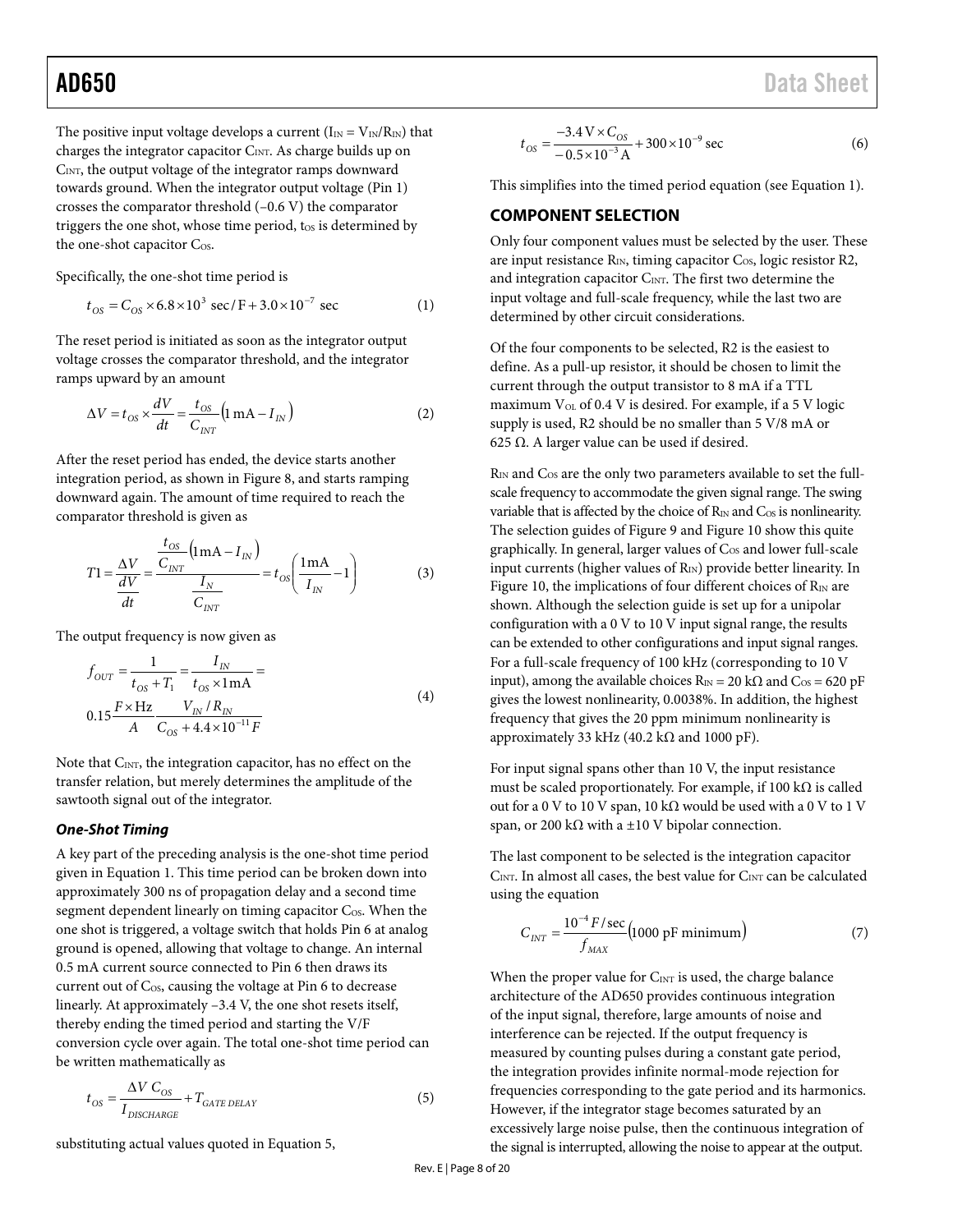The positive input voltage develops a current ($I_{IN} = V_{IN}/R_{IN}$) that charges the integrator capacitor $C_{INT}$. As charge builds up on $C_{INT}$, the output voltage of the integrator ramps downward towards ground. When the integrator output voltage (Pin 1) crosses the comparator threshold (−0.6 V) the comparator triggers the one shot, whose time period, $t_{OS}$ is determined by the one-shot capacitor $C_{OS}$.

Specifically, the one-shot time period is

$$t_{OS} = C_{OS} \times 6.8 \times 10^{3} \text{ sec/F} + 3.0 \times 10^{-7} \text{ sec} \tag{1}$$

The reset period is initiated as soon as the integrator output voltage crosses the comparator threshold, and the integrator ramps upward by an amount

$$\Delta V = t_{OS} \times \frac{dV}{dt} = \frac{t_{OS}}{C_{INT}}\left(1 \text{ mA} - I_{IN}\right) \tag{2}$$

After the reset period has ended, the device starts another integration period, as shown in Figure 8, and starts ramping downward again. The amount of time required to reach the comparator threshold is given as

$$T1 = \frac{\Delta V}{\frac{dV}{dt}} = \frac{\frac{t_{OS}}{C_{INT}}\left(1\text{mA} - I_{IN}\right)}{\frac{I_N}{C_{INT}}} = t_{OS}\left(\frac{1\text{mA}}{I_{IN}} - 1\right) \tag{3}$$

The output frequency is now given as

$$f_{OUT} = \frac{1}{t_{OS} + T_1} = \frac{I_{IN}}{t_{OS} \times 1\text{mA}} = 0.15\frac{F \times \text{Hz}}{A}\frac{V_{IN}/R_{IN}}{C_{OS} + 4.4 \times 10^{-11} F} \tag{4}$$

Note that $C_{INT}$, the integration capacitor, has no effect on the transfer relation, but merely determines the amplitude of the sawtooth signal out of the integrator.

### *One-Shot Timing*

A key part of the preceding analysis is the one-shot time period given in Equation 1. This time period can be broken down into approximately 300 ns of propagation delay and a second time segment dependent linearly on timing capacitor $C_{OS}$. When the one shot is triggered, a voltage switch that holds Pin 6 at analog ground is opened, allowing that voltage to change. An internal 0.5 mA current source connected to Pin 6 then draws its current out of $C_{OS}$, causing the voltage at Pin 6 to decrease linearly. At approximately −3.4 V, the one shot resets itself, thereby ending the timed period and starting the V/F conversion cycle over again. The total one-shot time period can be written mathematically as

$$t_{OS} = \frac{\Delta V\, C_{OS}}{I_{DISCHARGE}} + T_{GATE\ DELAY} \tag{5}$$

substituting actual values quoted in Equation 5,

$$t_{OS} = \frac{-3.4\text{ V} \times C_{OS}}{-0.5 \times 10^{-3}\text{ A}} + 300 \times 10^{-9} \text{ sec} \tag{6}$$

This simplifies into the timed period equation (see Equation 1).

## COMPONENT SELECTION

Only four component values must be selected by the user. These are input resistance $R_{IN}$, timing capacitor $C_{OS}$, logic resistor R2, and integration capacitor $C_{INT}$. The first two determine the input voltage and full-scale frequency, while the last two are determined by other circuit considerations.

Of the four components to be selected, R2 is the easiest to define. As a pull-up resistor, it should be chosen to limit the current through the output transistor to 8 mA if a TTL maximum $V_{OL}$ of 0.4 V is desired. For example, if a 5 V logic supply is used, R2 should be no smaller than 5 V/8 mA or 625 Ω. A larger value can be used if desired.

$R_{IN}$ and $C_{OS}$ are the only two parameters available to set the full-scale frequency to accommodate the given signal range. The swing variable that is affected by the choice of $R_{IN}$ and $C_{OS}$ is nonlinearity. The selection guides of Figure 9 and Figure 10 show this quite graphically. In general, larger values of $C_{OS}$ and lower full-scale input currents (higher values of $R_{IN}$) provide better linearity. In Figure 10, the implications of four different choices of $R_{IN}$ are shown. Although the selection guide is set up for a unipolar configuration with a 0 V to 10 V input signal range, the results can be extended to other configurations and input signal ranges. For a full-scale frequency of 100 kHz (corresponding to 10 V input), among the available choices $R_{IN}$ = 20 kΩ and $C_{OS}$ = 620 pF gives the lowest nonlinearity, 0.0038%. In addition, the highest frequency that gives the 20 ppm minimum nonlinearity is approximately 33 kHz (40.2 kΩ and 1000 pF).

For input signal spans other than 10 V, the input resistance must be scaled proportionately. For example, if 100 kΩ is called out for a 0 V to 10 V span, 10 kΩ would be used with a 0 V to 1 V span, or 200 kΩ with a ±10 V bipolar connection.

The last component to be selected is the integration capacitor $C_{INT}$. In almost all cases, the best value for $C_{INT}$ can be calculated using the equation

$$C_{INT} = \frac{10^{-4} F/\text{sec}}{f_{MAX}}\left(1000 \text{ pF minimum}\right) \tag{7}$$

When the proper value for $C_{INT}$ is used, the charge balance architecture of the AD650 provides continuous integration of the input signal, therefore, large amounts of noise and interference can be rejected. If the output frequency is measured by counting pulses during a constant gate period, the integration provides infinite normal-mode rejection for frequencies corresponding to the gate period and its harmonics. However, if the integrator stage becomes saturated by an excessively large noise pulse, then the continuous integration of the signal is interrupted, allowing the noise to appear at the output.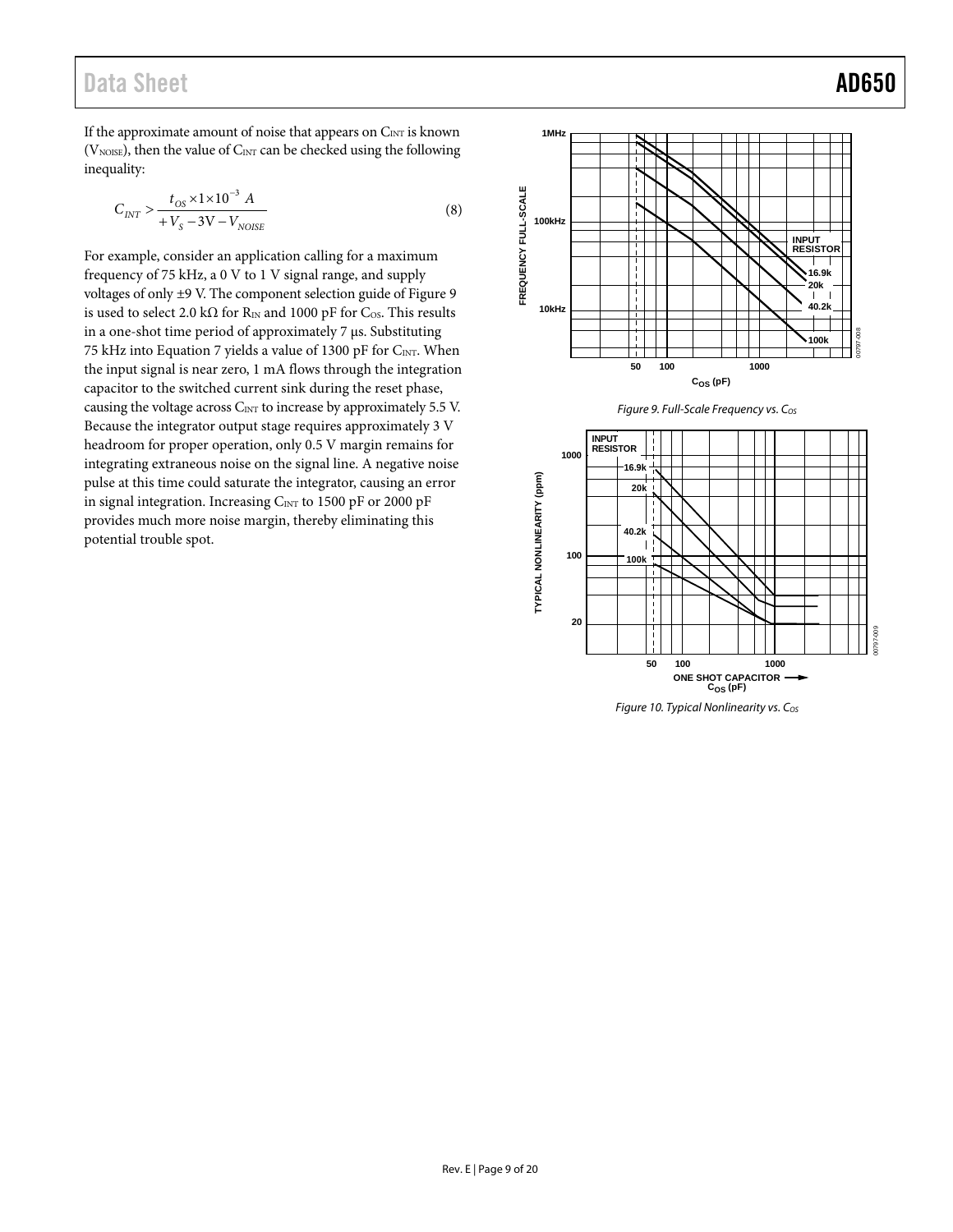If the approximate amount of noise that appears on $C_{INT}$ is known ($V_{NOISE}$), then the value of $C_{INT}$ can be checked using the following inequality:

$$C_{INT} > \frac{t_{OS} \times 1 \times 10^{-3}\ A}{+V_S - 3\text{V} - V_{NOISE}} \tag{8}$$

For example, consider an application calling for a maximum frequency of 75 kHz, a 0 V to 1 V signal range, and supply voltages of only ±9 V. The component selection guide of Figure 9 is used to select 2.0 kΩ for $R_{IN}$ and 1000 pF for $C_{OS}$. This results in a one-shot time period of approximately 7 μs. Substituting 75 kHz into Equation 7 yields a value of 1300 pF for $C_{INT}$. When the input signal is near zero, 1 mA flows through the integration capacitor to the switched current sink during the reset phase, causing the voltage across $C_{INT}$ to increase by approximately 5.5 V. Because the integrator output stage requires approximately 3 V headroom for proper operation, only 0.5 V margin remains for integrating extraneous noise on the signal line. A negative noise pulse at this time could saturate the integrator, causing an error in signal integration. Increasing $C_{INT}$ to 1500 pF or 2000 pF provides much more noise margin, thereby eliminating this potential trouble spot.

*Figure 9. Full-Scale Frequency vs. $C_{OS}$*

*Figure 10. Typical Nonlinearity vs. $C_{OS}$*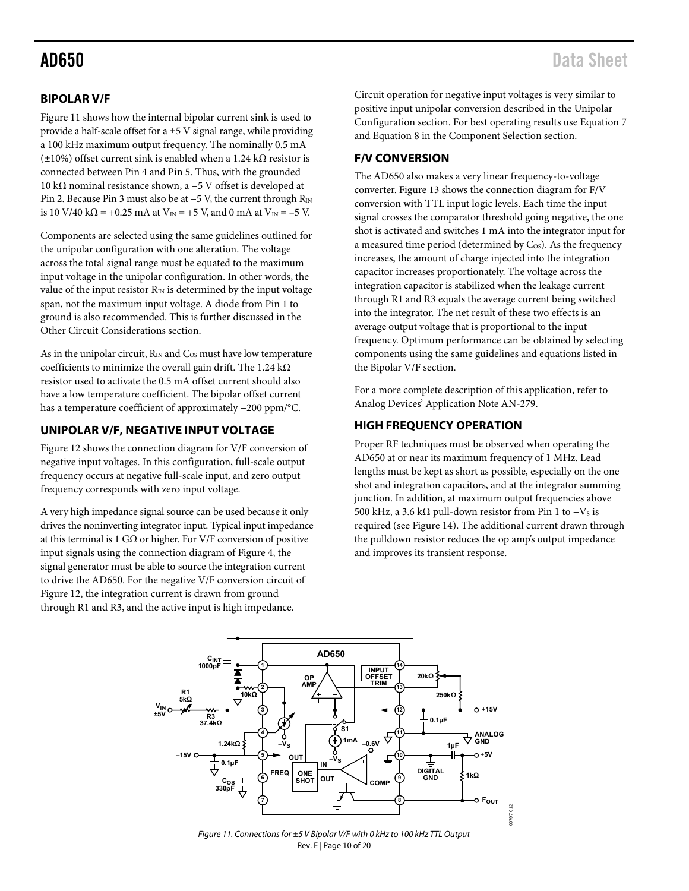## BIPOLAR V/F

Figure 11 shows how the internal bipolar current sink is used to provide a half-scale offset for a ±5 V signal range, while providing a 100 kHz maximum output frequency. The nominally 0.5 mA (±10%) offset current sink is enabled when a 1.24 kΩ resistor is connected between Pin 4 and Pin 5. Thus, with the grounded 10 kΩ nominal resistance shown, a −5 V offset is developed at Pin 2. Because Pin 3 must also be at −5 V, the current through $R_{IN}$ is 10 V/40 kΩ = +0.25 mA at $V_{IN}$ = +5 V, and 0 mA at $V_{IN}$ = −5 V.

Components are selected using the same guidelines outlined for the unipolar configuration with one alteration. The voltage across the total signal range must be equated to the maximum input voltage in the unipolar configuration. In other words, the value of the input resistor $R_{IN}$ is determined by the input voltage span, not the maximum input voltage. A diode from Pin 1 to ground is also recommended. This is further discussed in the Other Circuit Considerations section.

As in the unipolar circuit, $R_{IN}$ and $C_{OS}$ must have low temperature coefficients to minimize the overall gain drift. The 1.24 kΩ resistor used to activate the 0.5 mA offset current should also have a low temperature coefficient. The bipolar offset current has a temperature coefficient of approximately −200 ppm/°C.

## UNIPOLAR V/F, NEGATIVE INPUT VOLTAGE

Figure 12 shows the connection diagram for V/F conversion of negative input voltages. In this configuration, full-scale output frequency occurs at negative full-scale input, and zero output frequency corresponds with zero input voltage.

A very high impedance signal source can be used because it only drives the noninverting integrator input. Typical input impedance at this terminal is 1 GΩ or higher. For V/F conversion of positive input signals using the connection diagram of Figure 4, the signal generator must be able to source the integration current to drive the AD650. For the negative V/F conversion circuit of Figure 12, the integration current is drawn from ground through R1 and R3, and the active input is high impedance.

Circuit operation for negative input voltages is very similar to positive input unipolar conversion described in the Unipolar Configuration section. For best operating results use Equation 7 and Equation 8 in the Component Selection section.

## F/V CONVERSION

The AD650 also makes a very linear frequency-to-voltage converter. Figure 13 shows the connection diagram for F/V conversion with TTL input logic levels. Each time the input signal crosses the comparator threshold going negative, the one shot is activated and switches 1 mA into the integrator input for a measured time period (determined by $C_{OS}$). As the frequency increases, the amount of charge injected into the integration capacitor increases proportionately. The voltage across the integration capacitor is stabilized when the leakage current through R1 and R3 equals the average current being switched into the integrator. The net result of these two effects is an average output voltage that is proportional to the input frequency. Optimum performance can be obtained by selecting components using the same guidelines and equations listed in the Bipolar V/F section.

For a more complete description of this application, refer to Analog Devices' Application Note AN-279.

## HIGH FREQUENCY OPERATION

Proper RF techniques must be observed when operating the AD650 at or near its maximum frequency of 1 MHz. Lead lengths must be kept as short as possible, especially on the one shot and integration capacitors, and at the integrator summing junction. In addition, at maximum output frequencies above 500 kHz, a 3.6 kΩ pull-down resistor from Pin 1 to $-V_S$ is required (see Figure 14). The additional current drawn through the pulldown resistor reduces the op amp's output impedance and improves its transient response.

*Figure 11. Connections for ±5 V Bipolar V/F with 0 kHz to 100 kHz TTL Output*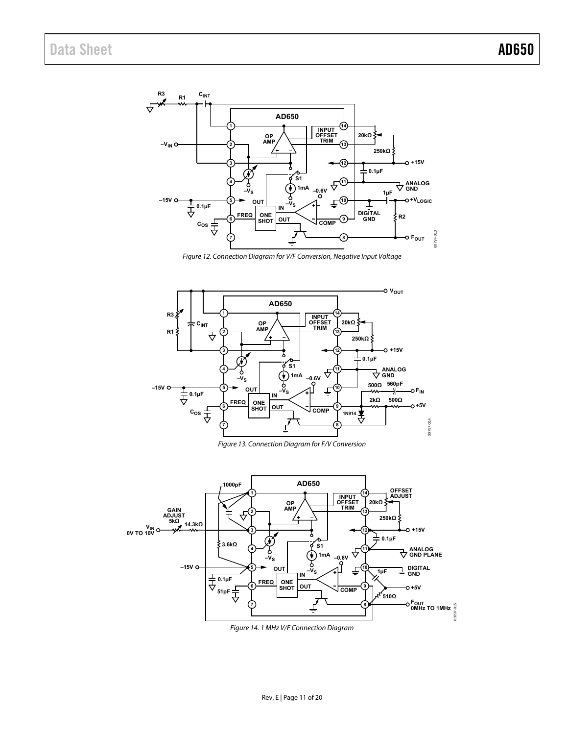Figure 12. Connection Diagram for V/F Conversion, Negative Input Voltage

Figure 13. Connection Diagram for F/V Conversion

Figure 14. 1 MHz V/F Connection Diagram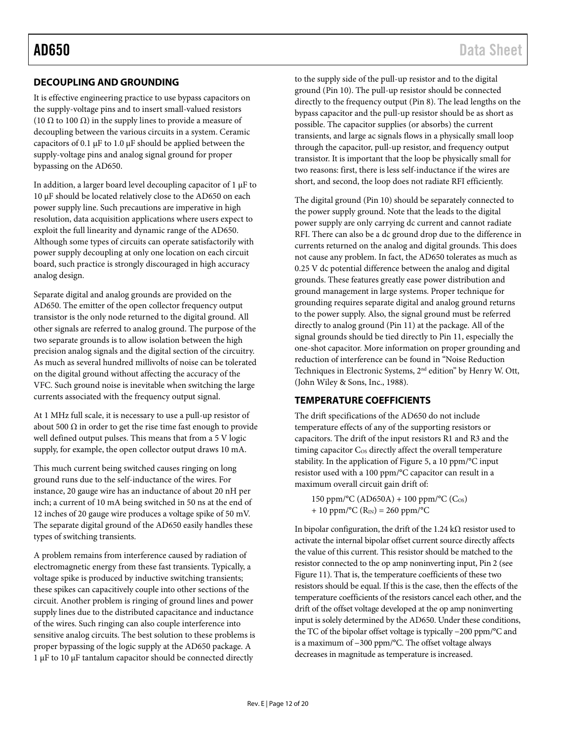## DECOUPLING AND GROUNDING

It is effective engineering practice to use bypass capacitors on the supply-voltage pins and to insert small-valued resistors (10 Ω to 100 Ω) in the supply lines to provide a measure of decoupling between the various circuits in a system. Ceramic capacitors of 0.1 µF to 1.0 µF should be applied between the supply-voltage pins and analog signal ground for proper bypassing on the AD650.

In addition, a larger board level decoupling capacitor of 1 µF to 10 µF should be located relatively close to the AD650 on each power supply line. Such precautions are imperative in high resolution, data acquisition applications where users expect to exploit the full linearity and dynamic range of the AD650. Although some types of circuits can operate satisfactorily with power supply decoupling at only one location on each circuit board, such practice is strongly discouraged in high accuracy analog design.

Separate digital and analog grounds are provided on the AD650. The emitter of the open collector frequency output transistor is the only node returned to the digital ground. All other signals are referred to analog ground. The purpose of the two separate grounds is to allow isolation between the high precision analog signals and the digital section of the circuitry. As much as several hundred millivolts of noise can be tolerated on the digital ground without affecting the accuracy of the VFC. Such ground noise is inevitable when switching the large currents associated with the frequency output signal.

At 1 MHz full scale, it is necessary to use a pull-up resistor of about 500 Ω in order to get the rise time fast enough to provide well defined output pulses. This means that from a 5 V logic supply, for example, the open collector output draws 10 mA.

This much current being switched causes ringing on long ground runs due to the self-inductance of the wires. For instance, 20 gauge wire has an inductance of about 20 nH per inch; a current of 10 mA being switched in 50 ns at the end of 12 inches of 20 gauge wire produces a voltage spike of 50 mV. The separate digital ground of the AD650 easily handles these types of switching transients.

A problem remains from interference caused by radiation of electromagnetic energy from these fast transients. Typically, a voltage spike is produced by inductive switching transients; these spikes can capacitively couple into other sections of the circuit. Another problem is ringing of ground lines and power supply lines due to the distributed capacitance and inductance of the wires. Such ringing can also couple interference into sensitive analog circuits. The best solution to these problems is proper bypassing of the logic supply at the AD650 package. A 1 µF to 10 µF tantalum capacitor should be connected directly to the supply side of the pull-up resistor and to the digital ground (Pin 10). The pull-up resistor should be connected directly to the frequency output (Pin 8). The lead lengths on the bypass capacitor and the pull-up resistor should be as short as possible. The capacitor supplies (or absorbs) the current transients, and large ac signals flows in a physically small loop through the capacitor, pull-up resistor, and frequency output transistor. It is important that the loop be physically small for two reasons: first, there is less self-inductance if the wires are short, and second, the loop does not radiate RFI efficiently.

The digital ground (Pin 10) should be separately connected to the power supply ground. Note that the leads to the digital power supply are only carrying dc current and cannot radiate RFI. There can also be a dc ground drop due to the difference in currents returned on the analog and digital grounds. This does not cause any problem. In fact, the AD650 tolerates as much as 0.25 V dc potential difference between the analog and digital grounds. These features greatly ease power distribution and ground management in large systems. Proper technique for grounding requires separate digital and analog ground returns to the power supply. Also, the signal ground must be referred directly to analog ground (Pin 11) at the package. All of the signal grounds should be tied directly to Pin 11, especially the one-shot capacitor. More information on proper grounding and reduction of interference can be found in "Noise Reduction Techniques in Electronic Systems, 2nd edition" by Henry W. Ott, (John Wiley & Sons, Inc., 1988).

## TEMPERATURE COEFFICIENTS

The drift specifications of the AD650 do not include temperature effects of any of the supporting resistors or capacitors. The drift of the input resistors R1 and R3 and the timing capacitor $C_{OS}$ directly affect the overall temperature stability. In the application of Figure 5, a 10 ppm/°C input resistor used with a 100 ppm/°C capacitor can result in a maximum overall circuit gain drift of:

$$150 \text{ ppm/°C (AD650A)} + 100 \text{ ppm/°C } (C_{OS}) + 10 \text{ ppm/°C } (R_{IN}) = 260 \text{ ppm/°C}$$

In bipolar configuration, the drift of the 1.24 kΩ resistor used to activate the internal bipolar offset current source directly affects the value of this current. This resistor should be matched to the resistor connected to the op amp noninverting input, Pin 2 (see Figure 11). That is, the temperature coefficients of these two resistors should be equal. If this is the case, then the effects of the temperature coefficients of the resistors cancel each other, and the drift of the offset voltage developed at the op amp noninverting input is solely determined by the AD650. Under these conditions, the TC of the bipolar offset voltage is typically −200 ppm/°C and is a maximum of −300 ppm/°C. The offset voltage always decreases in magnitude as temperature is increased.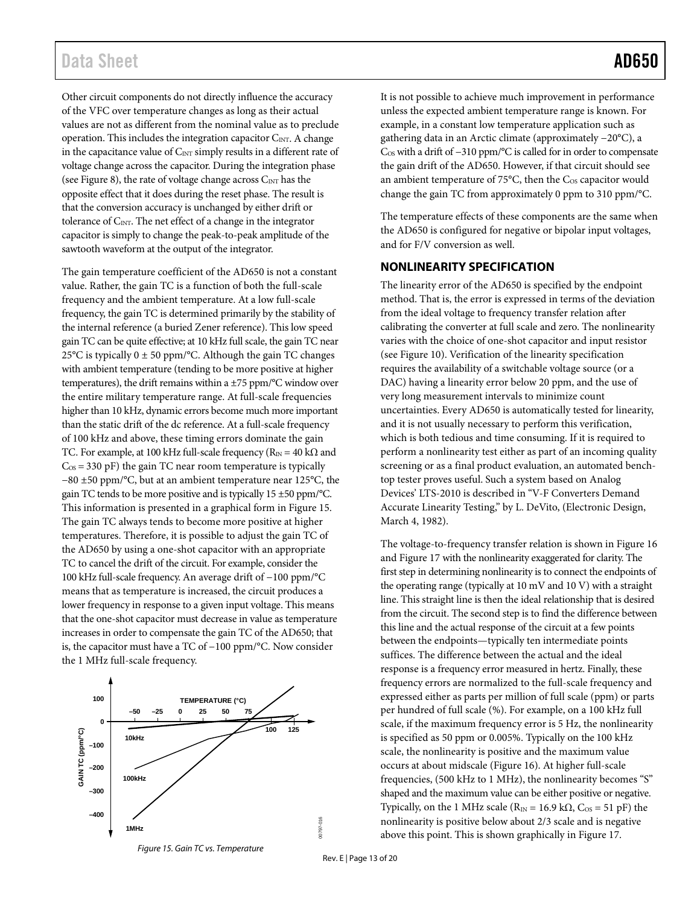Other circuit components do not directly influence the accuracy of the VFC over temperature changes as long as their actual values are not as different from the nominal value as to preclude operation. This includes the integration capacitor $C_{INT}$. A change in the capacitance value of $C_{INT}$ simply results in a different rate of voltage change across the capacitor. During the integration phase (see Figure 8), the rate of voltage change across $C_{INT}$ has the opposite effect that it does during the reset phase. The result is that the conversion accuracy is unchanged by either drift or tolerance of $C_{INT}$. The net effect of a change in the integrator capacitor is simply to change the peak-to-peak amplitude of the sawtooth waveform at the output of the integrator.

The gain temperature coefficient of the AD650 is not a constant value. Rather, the gain TC is a function of both the full-scale frequency and the ambient temperature. At a low full-scale frequency, the gain TC is determined primarily by the stability of the internal reference (a buried Zener reference). This low speed gain TC can be quite effective; at 10 kHz full scale, the gain TC near 25°C is typically 0 ± 50 ppm/°C. Although the gain TC changes with ambient temperature (tending to be more positive at higher temperatures), the drift remains within a ±75 ppm/°C window over the entire military temperature range. At full-scale frequencies higher than 10 kHz, dynamic errors become much more important than the static drift of the dc reference. At a full-scale frequency of 100 kHz and above, these timing errors dominate the gain TC. For example, at 100 kHz full-scale frequency ($R_{IN}$ = 40 kΩ and $C_{OS}$ = 330 pF) the gain TC near room temperature is typically −80 ±50 ppm/°C, but at an ambient temperature near 125°C, the gain TC tends to be more positive and is typically 15 ±50 ppm/°C. This information is presented in a graphical form in Figure 15. The gain TC always tends to become more positive at higher temperatures. Therefore, it is possible to adjust the gain TC of the AD650 by using a one-shot capacitor with an appropriate TC to cancel the drift of the circuit. For example, consider the 100 kHz full-scale frequency. An average drift of −100 ppm/°C means that as temperature is increased, the circuit produces a lower frequency in response to a given input voltage. This means that the one-shot capacitor must decrease in value as temperature increases in order to compensate the gain TC of the AD650; that is, the capacitor must have a TC of −100 ppm/°C. Now consider the 1 MHz full-scale frequency.

*Figure 15. Gain TC vs. Temperature*

It is not possible to achieve much improvement in performance unless the expected ambient temperature range is known. For example, in a constant low temperature application such as gathering data in an Arctic climate (approximately −20°C), a $C_{OS}$ with a drift of −310 ppm/°C is called for in order to compensate the gain drift of the AD650. However, if that circuit should see an ambient temperature of 75°C, then the $C_{OS}$ capacitor would change the gain TC from approximately 0 ppm to 310 ppm/°C.

The temperature effects of these components are the same when the AD650 is configured for negative or bipolar input voltages, and for F/V conversion as well.

## NONLINEARITY SPECIFICATION

The linearity error of the AD650 is specified by the endpoint method. That is, the error is expressed in terms of the deviation from the ideal voltage to frequency transfer relation after calibrating the converter at full scale and zero. The nonlinearity varies with the choice of one-shot capacitor and input resistor (see Figure 10). Verification of the linearity specification requires the availability of a switchable voltage source (or a DAC) having a linearity error below 20 ppm, and the use of very long measurement intervals to minimize count uncertainties. Every AD650 is automatically tested for linearity, and it is not usually necessary to perform this verification, which is both tedious and time consuming. If it is required to perform a nonlinearity test either as part of an incoming quality screening or as a final product evaluation, an automated bench-top tester proves useful. Such a system based on Analog Devices' LTS-2010 is described in "V-F Converters Demand Accurate Linearity Testing," by L. DeVito, (Electronic Design, March 4, 1982).

The voltage-to-frequency transfer relation is shown in Figure 16 and Figure 17 with the nonlinearity exaggerated for clarity. The first step in determining nonlinearity is to connect the endpoints of the operating range (typically at 10 mV and 10 V) with a straight line. This straight line is then the ideal relationship that is desired from the circuit. The second step is to find the difference between this line and the actual response of the circuit at a few points between the endpoints—typically ten intermediate points suffices. The difference between the actual and the ideal response is a frequency error measured in hertz. Finally, these frequency errors are normalized to the full-scale frequency and expressed either as parts per million of full scale (ppm) or parts per hundred of full scale (%). For example, on a 100 kHz full scale, if the maximum frequency error is 5 Hz, the nonlinearity is specified as 50 ppm or 0.005%. Typically on the 100 kHz scale, the nonlinearity is positive and the maximum value occurs at about midscale (Figure 16). At higher full-scale frequencies, (500 kHz to 1 MHz), the nonlinearity becomes "S" shaped and the maximum value can be either positive or negative. Typically, on the 1 MHz scale ($R_{IN}$ = 16.9 kΩ, $C_{OS}$ = 51 pF) the nonlinearity is positive below about 2/3 scale and is negative above this point. This is shown graphically in Figure 17.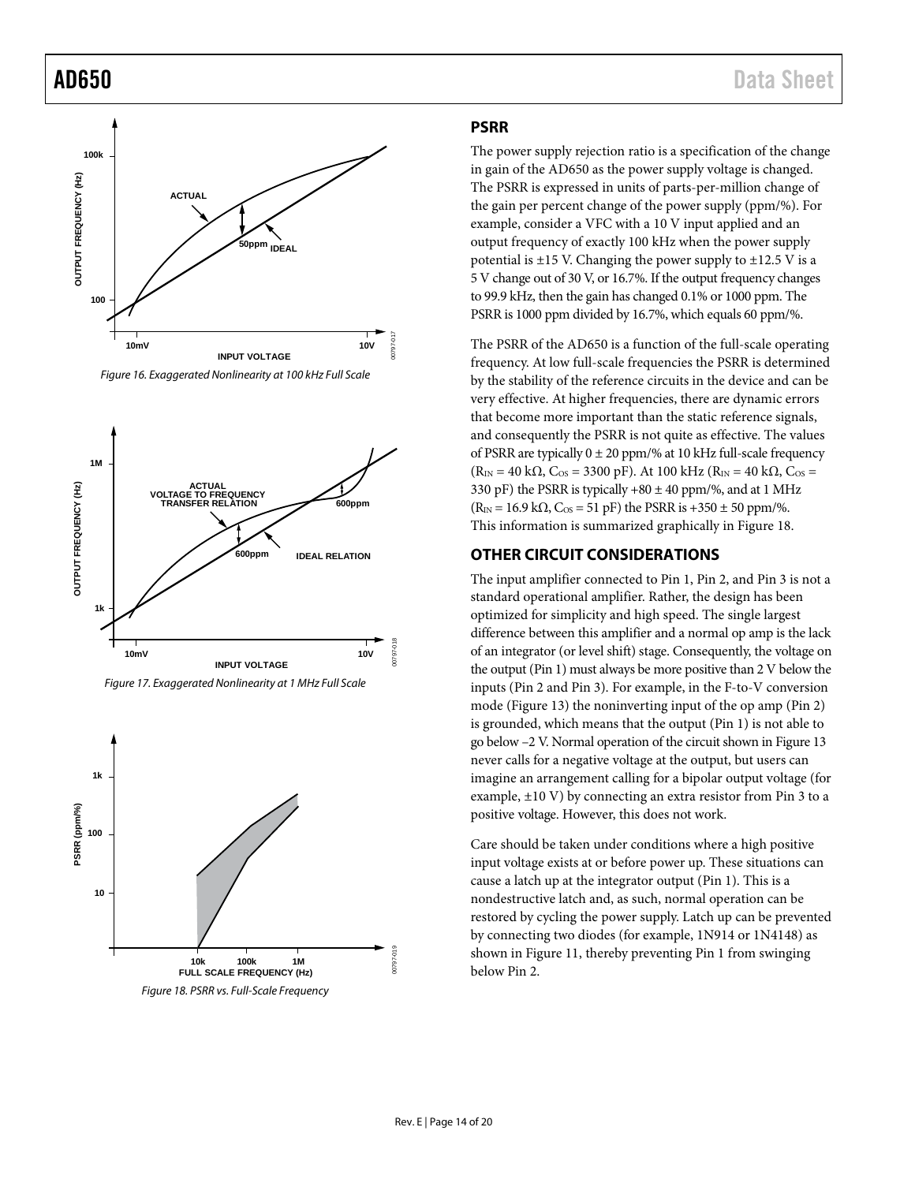Figure 16. Exaggerated Nonlinearity at 100 kHz Full Scale

Figure 17. Exaggerated Nonlinearity at 1 MHz Full Scale

Figure 18. PSRR vs. Full-Scale Frequency

## PSRR

The power supply rejection ratio is a specification of the change in gain of the AD650 as the power supply voltage is changed. The PSRR is expressed in units of parts-per-million change of the gain per percent change of the power supply (ppm/%). For example, consider a VFC with a 10 V input applied and an output frequency of exactly 100 kHz when the power supply potential is ±15 V. Changing the power supply to ±12.5 V is a 5 V change out of 30 V, or 16.7%. If the output frequency changes to 99.9 kHz, then the gain has changed 0.1% or 1000 ppm. The PSRR is 1000 ppm divided by 16.7%, which equals 60 ppm/%.

The PSRR of the AD650 is a function of the full-scale operating frequency. At low full-scale frequencies the PSRR is determined by the stability of the reference circuits in the device and can be very effective. At higher frequencies, there are dynamic errors that become more important than the static reference signals, and consequently the PSRR is not quite as effective. The values of PSRR are typically 0 ± 20 ppm/% at 10 kHz full-scale frequency ($R_{IN}$ = 40 kΩ, $C_{OS}$ = 3300 pF). At 100 kHz ($R_{IN}$ = 40 kΩ, $C_{OS}$ = 330 pF) the PSRR is typically +80 ± 40 ppm/%, and at 1 MHz ($R_{IN}$ = 16.9 kΩ, $C_{OS}$ = 51 pF) the PSRR is +350 ± 50 ppm/%. This information is summarized graphically in Figure 18.

## OTHER CIRCUIT CONSIDERATIONS

The input amplifier connected to Pin 1, Pin 2, and Pin 3 is not a standard operational amplifier. Rather, the design has been optimized for simplicity and high speed. The single largest difference between this amplifier and a normal op amp is the lack of an integrator (or level shift) stage. Consequently, the voltage on the output (Pin 1) must always be more positive than 2 V below the inputs (Pin 2 and Pin 3). For example, in the F-to-V conversion mode (Figure 13) the noninverting input of the op amp (Pin 2) is grounded, which means that the output (Pin 1) is not able to go below –2 V. Normal operation of the circuit shown in Figure 13 never calls for a negative voltage at the output, but users can imagine an arrangement calling for a bipolar output voltage (for example, ±10 V) by connecting an extra resistor from Pin 3 to a positive voltage. However, this does not work.

Care should be taken under conditions where a high positive input voltage exists at or before power up. These situations can cause a latch up at the integrator output (Pin 1). This is a nondestructive latch and, as such, normal operation can be restored by cycling the power supply. Latch up can be prevented by connecting two diodes (for example, 1N914 or 1N4148) as shown in Figure 11, thereby preventing Pin 1 from swinging below Pin 2.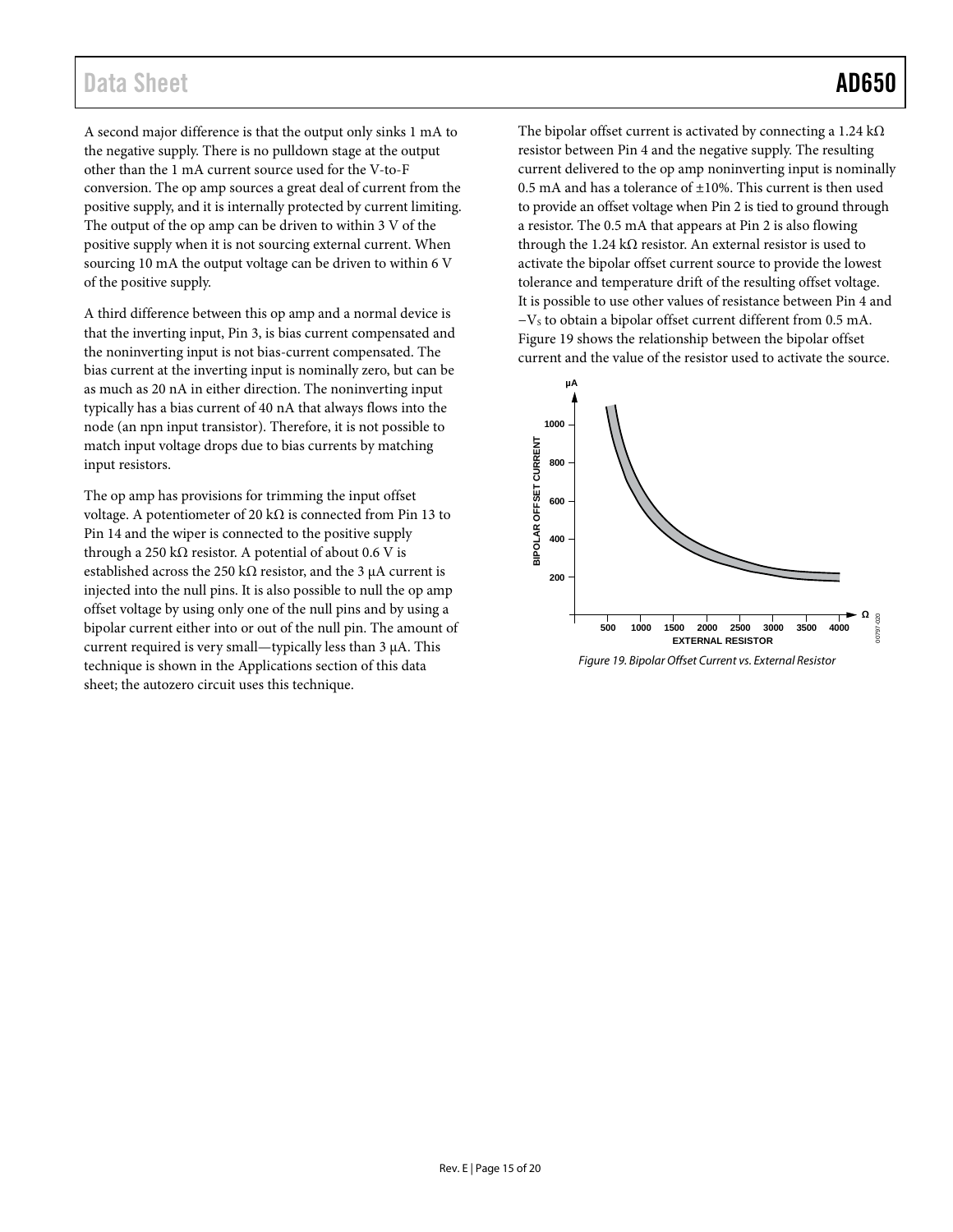A second major difference is that the output only sinks 1 mA to the negative supply. There is no pulldown stage at the output other than the 1 mA current source used for the V-to-F conversion. The op amp sources a great deal of current from the positive supply, and it is internally protected by current limiting. The output of the op amp can be driven to within 3 V of the positive supply when it is not sourcing external current. When sourcing 10 mA the output voltage can be driven to within 6 V of the positive supply.

A third difference between this op amp and a normal device is that the inverting input, Pin 3, is bias current compensated and the noninverting input is not bias-current compensated. The bias current at the inverting input is nominally zero, but can be as much as 20 nA in either direction. The noninverting input typically has a bias current of 40 nA that always flows into the node (an npn input transistor). Therefore, it is not possible to match input voltage drops due to bias currents by matching input resistors.

The op amp has provisions for trimming the input offset voltage. A potentiometer of 20 kΩ is connected from Pin 13 to Pin 14 and the wiper is connected to the positive supply through a 250 kΩ resistor. A potential of about 0.6 V is established across the 250 kΩ resistor, and the 3 μA current is injected into the null pins. It is also possible to null the op amp offset voltage by using only one of the null pins and by using a bipolar current either into or out of the null pin. The amount of current required is very small—typically less than 3 μA. This technique is shown in the Applications section of this data sheet; the autozero circuit uses this technique.

The bipolar offset current is activated by connecting a 1.24 kΩ resistor between Pin 4 and the negative supply. The resulting current delivered to the op amp noninverting input is nominally 0.5 mA and has a tolerance of ±10%. This current is then used to provide an offset voltage when Pin 2 is tied to ground through a resistor. The 0.5 mA that appears at Pin 2 is also flowing through the 1.24 kΩ resistor. An external resistor is used to activate the bipolar offset current source to provide the lowest tolerance and temperature drift of the resulting offset voltage. It is possible to use other values of resistance between Pin 4 and $-V_S$ to obtain a bipolar offset current different from 0.5 mA. Figure 19 shows the relationship between the bipolar offset current and the value of the resistor used to activate the source.

*Figure 19. Bipolar Offset Current vs. External Resistor*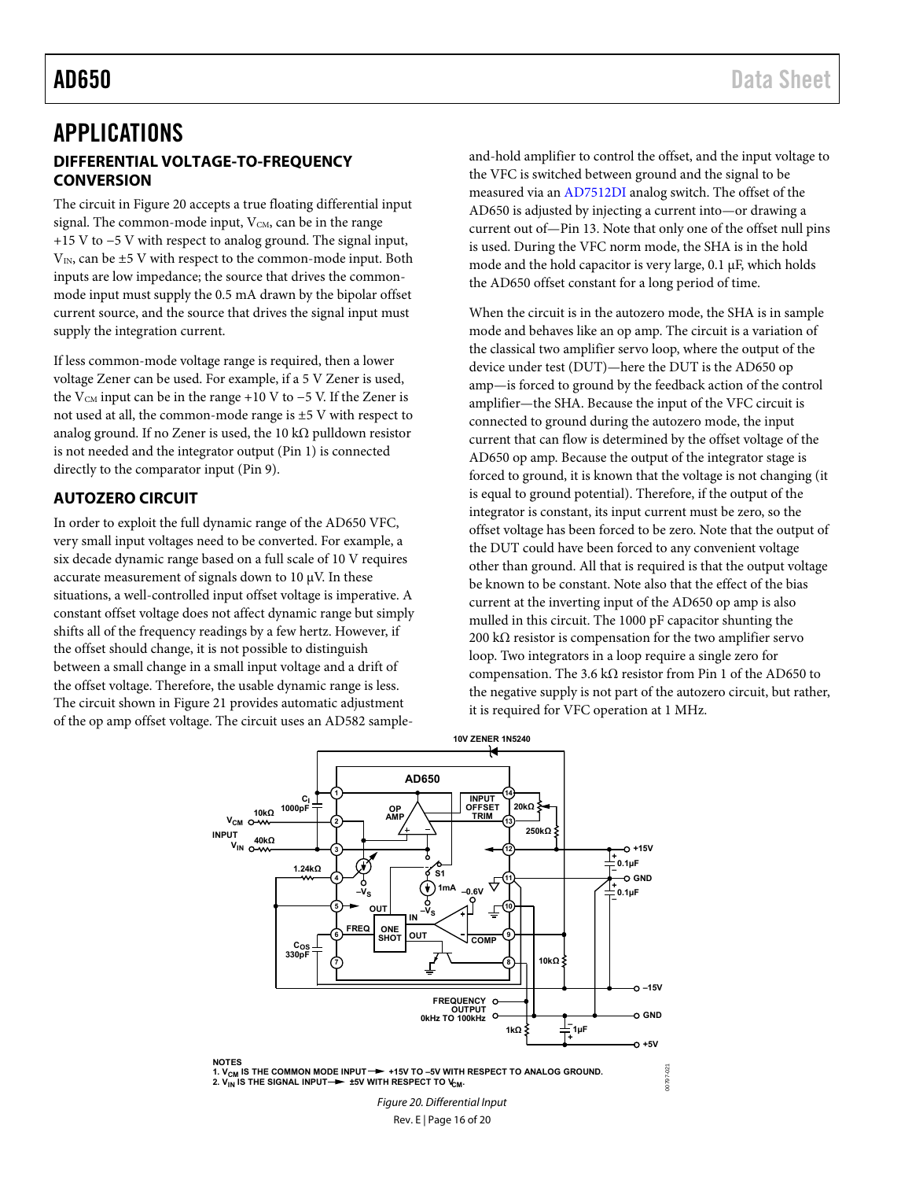# APPLICATIONS

## DIFFERENTIAL VOLTAGE-TO-FREQUENCY CONVERSION

The circuit in Figure 20 accepts a true floating differential input signal. The common-mode input, $V_{CM}$, can be in the range +15 V to −5 V with respect to analog ground. The signal input, $V_{IN}$, can be ±5 V with respect to the common-mode input. Both inputs are low impedance; the source that drives the common-mode input must supply the 0.5 mA drawn by the bipolar offset current source, and the source that drives the signal input must supply the integration current.

If less common-mode voltage range is required, then a lower voltage Zener can be used. For example, if a 5 V Zener is used, the $V_{CM}$ input can be in the range +10 V to −5 V. If the Zener is not used at all, the common-mode range is ±5 V with respect to analog ground. If no Zener is used, the 10 kΩ pulldown resistor is not needed and the integrator output (Pin 1) is connected directly to the comparator input (Pin 9).

## AUTOZERO CIRCUIT

In order to exploit the full dynamic range of the AD650 VFC, very small input voltages need to be converted. For example, a six decade dynamic range based on a full scale of 10 V requires accurate measurement of signals down to 10 µV. In these situations, a well-controlled input offset voltage is imperative. A constant offset voltage does not affect dynamic range but simply shifts all of the frequency readings by a few hertz. However, if the offset should change, it is not possible to distinguish between a small change in a small input voltage and a drift of the offset voltage. Therefore, the usable dynamic range is less. The circuit shown in Figure 21 provides automatic adjustment of the op amp offset voltage. The circuit uses an AD582 sample-and-hold amplifier to control the offset, and the input voltage to the VFC is switched between ground and the signal to be measured via an AD7512DI analog switch. The offset of the AD650 is adjusted by injecting a current into—or drawing a current out of—Pin 13. Note that only one of the offset null pins is used. During the VFC norm mode, the SHA is in the hold mode and the hold capacitor is very large, 0.1 µF, which holds the AD650 offset constant for a long period of time.

When the circuit is in the autozero mode, the SHA is in sample mode and behaves like an op amp. The circuit is a variation of the classical two amplifier servo loop, where the output of the device under test (DUT)—here the DUT is the AD650 op amp—is forced to ground by the feedback action of the control amplifier—the SHA. Because the input of the VFC circuit is connected to ground during the autozero mode, the input current that can flow is determined by the offset voltage of the AD650 op amp. Because the output of the integrator stage is forced to ground, it is known that the voltage is not changing (it is equal to ground potential). Therefore, if the output of the integrator is constant, its input current must be zero, so the offset voltage has been forced to be zero. Note that the output of the DUT could have been forced to any convenient voltage other than ground. All that is required is that the output voltage be known to be constant. Note also that the effect of the bias current at the inverting input of the AD650 op amp is also mulled in this circuit. The 1000 pF capacitor shunting the 200 kΩ resistor is compensation for the two amplifier servo loop. Two integrators in a loop require a single zero for compensation. The 3.6 kΩ resistor from Pin 1 of the AD650 to the negative supply is not part of the autozero circuit, but rather, it is required for VFC operation at 1 MHz.

NOTES
1. $V_{CM}$ IS THE COMMON MODE INPUT → +15V TO –5V WITH RESPECT TO ANALOG GROUND.
2. $V_{IN}$ IS THE SIGNAL INPUT → ±5V WITH RESPECT TO $V_{CM}$.

*Figure 20. Differential Input*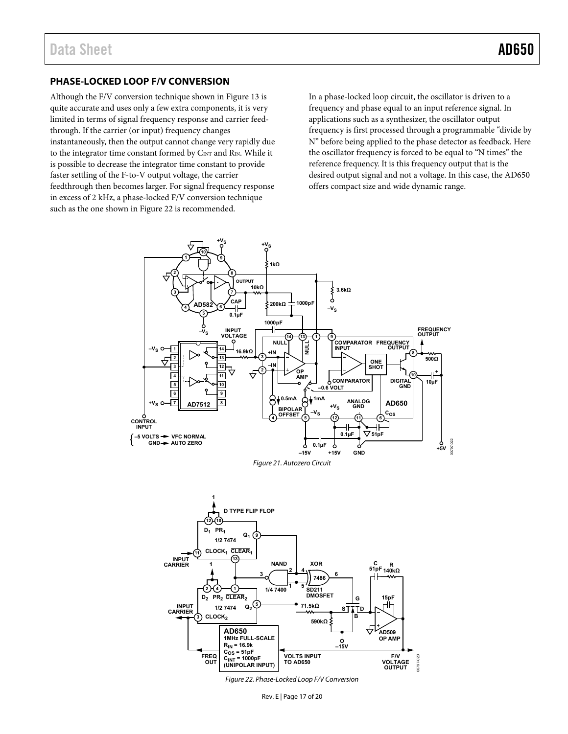## PHASE-LOCKED LOOP F/V CONVERSION

Although the F/V conversion technique shown in Figure 13 is quite accurate and uses only a few extra components, it is very limited in terms of signal frequency response and carrier feedthrough. If the carrier (or input) frequency changes instantaneously, then the output cannot change very rapidly due to the integrator time constant formed by $C_{INT}$ and $R_{IN}$. While it is possible to decrease the integrator time constant to provide faster settling of the F-to-V output voltage, the carrier feedthrough then becomes larger. For signal frequency response in excess of 2 kHz, a phase-locked F/V conversion technique such as the one shown in Figure 22 is recommended.

In a phase-locked loop circuit, the oscillator is driven to a frequency and phase equal to an input reference signal. In applications such as a synthesizer, the oscillator output frequency is first processed through a programmable "divide by N" before being applied to the phase detector as feedback. Here the oscillator frequency is forced to be equal to "N times" the reference frequency. It is this frequency output that is the desired output signal and not a voltage. In this case, the AD650 offers compact size and wide dynamic range.

*Figure 21. Autozero Circuit*

*Figure 22. Phase-Locked Loop F/V Conversion*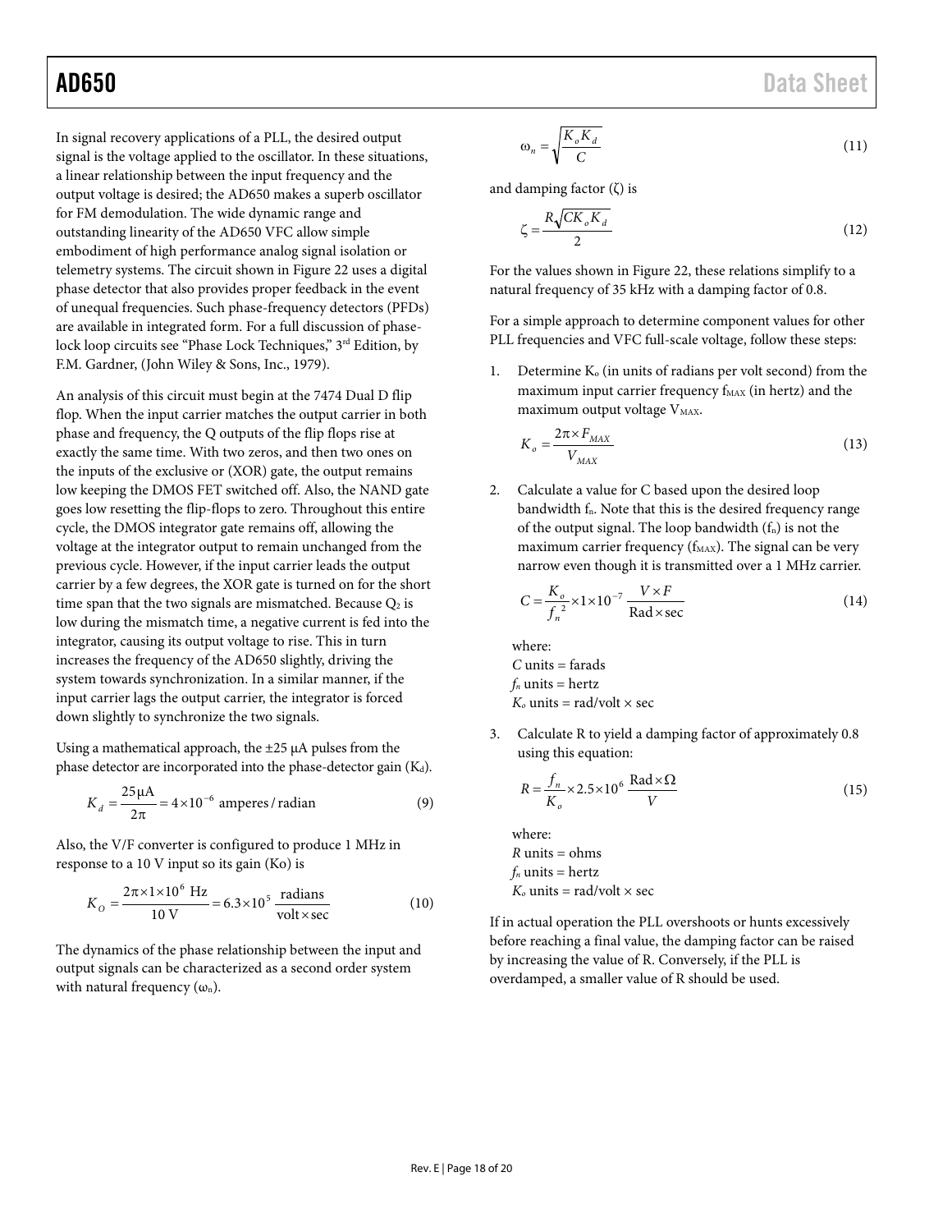In signal recovery applications of a PLL, the desired output signal is the voltage applied to the oscillator. In these situations, a linear relationship between the input frequency and the output voltage is desired; the AD650 makes a superb oscillator for FM demodulation. The wide dynamic range and outstanding linearity of the AD650 VFC allow simple embodiment of high performance analog signal isolation or telemetry systems. The circuit shown in Figure 22 uses a digital phase detector that also provides proper feedback in the event of unequal frequencies. Such phase-frequency detectors (PFDs) are available in integrated form. For a full discussion of phase-lock loop circuits see "Phase Lock Techniques," 3rd Edition, by F.M. Gardner, (John Wiley & Sons, Inc., 1979).

An analysis of this circuit must begin at the 7474 Dual D flip flop. When the input carrier matches the output carrier in both phase and frequency, the Q outputs of the flip flops rise at exactly the same time. With two zeros, and then two ones on the inputs of the exclusive or (XOR) gate, the output remains low keeping the DMOS FET switched off. Also, the NAND gate goes low resetting the flip-flops to zero. Throughout this entire cycle, the DMOS integrator gate remains off, allowing the voltage at the integrator output to remain unchanged from the previous cycle. However, if the input carrier leads the output carrier by a few degrees, the XOR gate is turned on for the short time span that the two signals are mismatched. Because $Q_2$ is low during the mismatch time, a negative current is fed into the integrator, causing its output voltage to rise. This in turn increases the frequency of the AD650 slightly, driving the system towards synchronization. In a similar manner, if the input carrier lags the output carrier, the integrator is forced down slightly to synchronize the two signals.

Using a mathematical approach, the ±25 μA pulses from the phase detector are incorporated into the phase-detector gain ($K_d$).

$$K_d = \frac{25\,\mu\text{A}}{2\pi} = 4\times10^{-6} \text{ amperes/radian} \tag{9}$$

Also, the V/F converter is configured to produce 1 MHz in response to a 10 V input so its gain (Ko) is

$$K_O = \frac{2\pi\times1\times10^6 \text{ Hz}}{10 \text{ V}} = 6.3\times10^5 \ \frac{\text{radians}}{\text{volt}\times\text{sec}} \tag{10}$$

The dynamics of the phase relationship between the input and output signals can be characterized as a second order system with natural frequency ($\omega_n$).

$$\omega_n = \sqrt{\frac{K_o K_d}{C}} \tag{11}$$

and damping factor (ζ) is

$$\zeta = \frac{R\sqrt{CK_o K_d}}{2} \tag{12}$$

For the values shown in Figure 22, these relations simplify to a natural frequency of 35 kHz with a damping factor of 0.8.

For a simple approach to determine component values for other PLL frequencies and VFC full-scale voltage, follow these steps:

1. Determine $K_o$ (in units of radians per volt second) from the maximum input carrier frequency $f_{MAX}$ (in hertz) and the maximum output voltage $V_{MAX}$.

   $$K_o = \frac{2\pi\times F_{MAX}}{V_{MAX}} \tag{13}$$

2. Calculate a value for C based upon the desired loop bandwidth $f_n$. Note that this is the desired frequency range of the output signal. The loop bandwidth ($f_n$) is not the maximum carrier frequency ($f_{MAX}$). The signal can be very narrow even though it is transmitted over a 1 MHz carrier.

   $$C = \frac{K_o}{{f_n}^2}\times1\times10^{-7}\ \frac{V\times F}{\text{Rad}\times\text{sec}} \tag{14}$$

   where:
   $C$ units = farads
   $f_n$ units = hertz
   $K_o$ units = rad/volt × sec

3. Calculate R to yield a damping factor of approximately 0.8 using this equation:

   $$R = \frac{f_n}{K_o}\times2.5\times10^6\ \frac{\text{Rad}\times\Omega}{V} \tag{15}$$

   where:
   $R$ units = ohms
   $f_n$ units = hertz
   $K_o$ units = rad/volt × sec

If in actual operation the PLL overshoots or hunts excessively before reaching a final value, the damping factor can be raised by increasing the value of R. Conversely, if the PLL is overdamped, a smaller value of R should be used.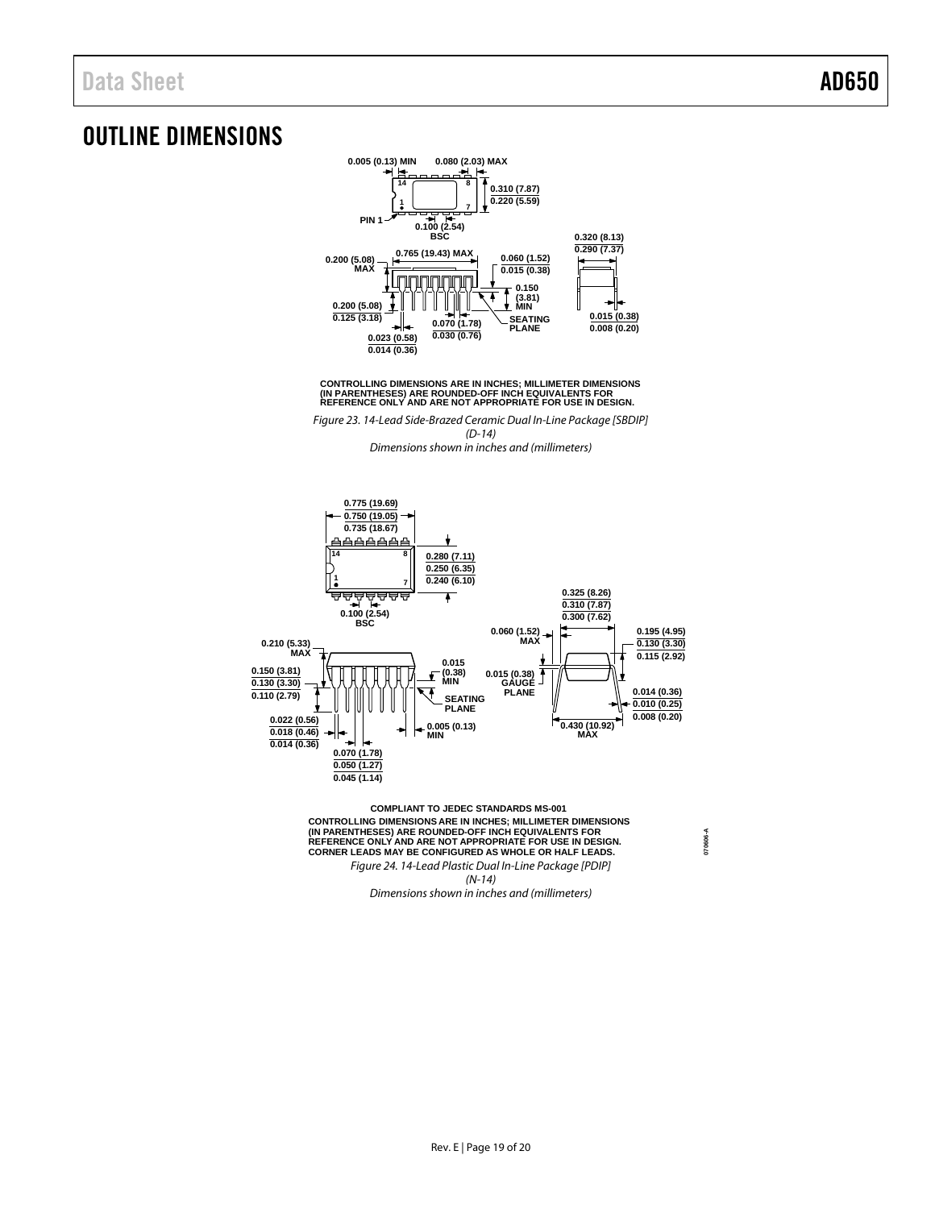# OUTLINE DIMENSIONS

CONTROLLING DIMENSIONS ARE IN INCHES; MILLIMETER DIMENSIONS (IN PARENTHESES) ARE ROUNDED-OFF INCH EQUIVALENTS FOR REFERENCE ONLY AND ARE NOT APPROPRIATE FOR USE IN DESIGN.

*Figure 23. 14-Lead Side-Brazed Ceramic Dual In-Line Package [SBDIP] (D-14) Dimensions shown in inches and (millimeters)*

COMPLIANT TO JEDEC STANDARDS MS-001

CONTROLLING DIMENSIONS ARE IN INCHES; MILLIMETER DIMENSIONS (IN PARENTHESES) ARE ROUNDED-OFF INCH EQUIVALENTS FOR REFERENCE ONLY AND ARE NOT APPROPRIATE FOR USE IN DESIGN.
CORNER LEADS MAY BE CONFIGURED AS WHOLE OR HALF LEADS.

*Figure 24. 14-Lead Plastic Dual In-Line Package [PDIP] (N-14) Dimensions shown in inches and (millimeters)*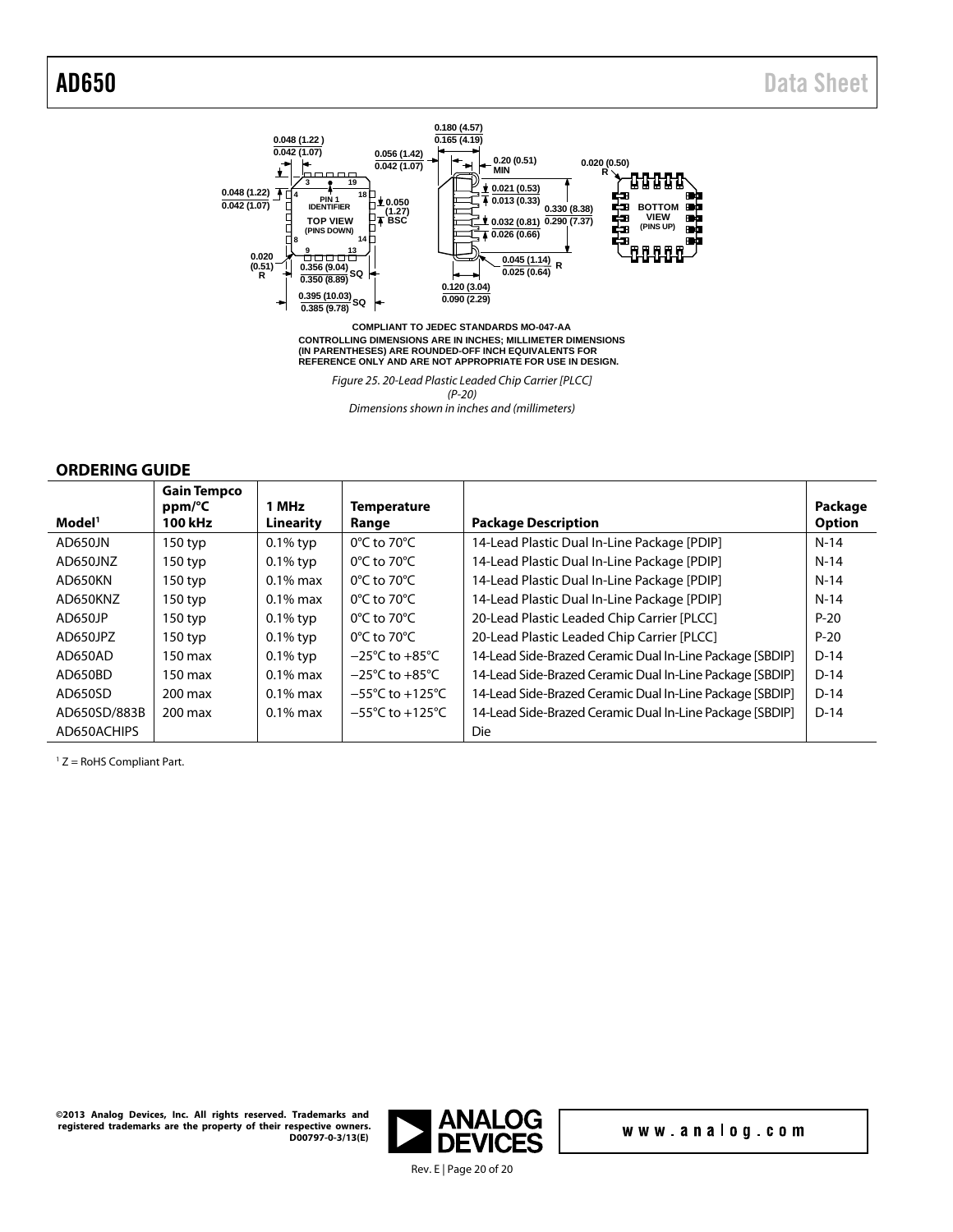0.048 (1.22)
0.042 (1.07)

0.048 (1.22)
0.042 (1.07)

0.056 (1.42)
0.042 (1.07)

0.180 (4.57)
0.165 (4.19)

0.20 (0.51)
MIN

0.020 (0.50)
R

3
19
4
18
PIN 1
IDENTIFIER
TOP VIEW
(PINS DOWN)
8
14
9
13

0.050
(1.27)
BSC

0.021 (0.53)
0.013 (0.33)

0.330 (8.38)
0.290 (7.37)

0.032 (0.81)
0.026 (0.66)

BOTTOM
VIEW
(PINS UP)

0.020
(0.51)
R

0.356 (9.04)
0.350 (8.89)
SQ

0.395 (10.03)
0.385 (9.78)
SQ

0.045 (1.14)
0.025 (0.64)
R

0.120 (3.04)
0.090 (2.29)

COMPLIANT TO JEDEC STANDARDS MO-047-AA

CONTROLLING DIMENSIONS ARE IN INCHES; MILLIMETER DIMENSIONS (IN PARENTHESES) ARE ROUNDED-OFF INCH EQUIVALENTS FOR REFERENCE ONLY AND ARE NOT APPROPRIATE FOR USE IN DESIGN.

*Figure 25. 20-Lead Plastic Leaded Chip Carrier [PLCC] (P-20) Dimensions shown in inches and (millimeters)*

## ORDERING GUIDE

| Model[1] | Gain Tempco ppm/°C 100 kHz | 1 MHz Linearity | Temperature Range | Package Description | Package Option |
|---|---|---|---|---|---|
| AD650JN | 150 typ | 0.1% typ | 0°C to 70°C | 14-Lead Plastic Dual In-Line Package [PDIP] | N-14 |
| AD650JNZ | 150 typ | 0.1% typ | 0°C to 70°C | 14-Lead Plastic Dual In-Line Package [PDIP] | N-14 |
| AD650KN | 150 typ | 0.1% max | 0°C to 70°C | 14-Lead Plastic Dual In-Line Package [PDIP] | N-14 |
| AD650KNZ | 150 typ | 0.1% max | 0°C to 70°C | 14-Lead Plastic Dual In-Line Package [PDIP] | N-14 |
| AD650JP | 150 typ | 0.1% typ | 0°C to 70°C | 20-Lead Plastic Leaded Chip Carrier [PLCC] | P-20 |
| AD650JPZ | 150 typ | 0.1% typ | 0°C to 70°C | 20-Lead Plastic Leaded Chip Carrier [PLCC] | P-20 |
| AD650AD | 150 max | 0.1% typ | −25°C to +85°C | 14-Lead Side-Brazed Ceramic Dual In-Line Package [SBDIP] | D-14 |
| AD650BD | 150 max | 0.1% max | −25°C to +85°C | 14-Lead Side-Brazed Ceramic Dual In-Line Package [SBDIP] | D-14 |
| AD650SD | 200 max | 0.1% max | −55°C to +125°C | 14-Lead Side-Brazed Ceramic Dual In-Line Package [SBDIP] | D-14 |
| AD650SD/883B | 200 max | 0.1% max | −55°C to +125°C | 14-Lead Side-Brazed Ceramic Dual In-Line Package [SBDIP] | D-14 |
| AD650ACHIPS | | | | Die | |

[1] Z = RoHS Compliant Part.

©2013 Analog Devices, Inc. All rights reserved. Trademarks and registered trademarks are the property of their respective owners. D00797-0-3/13(E)